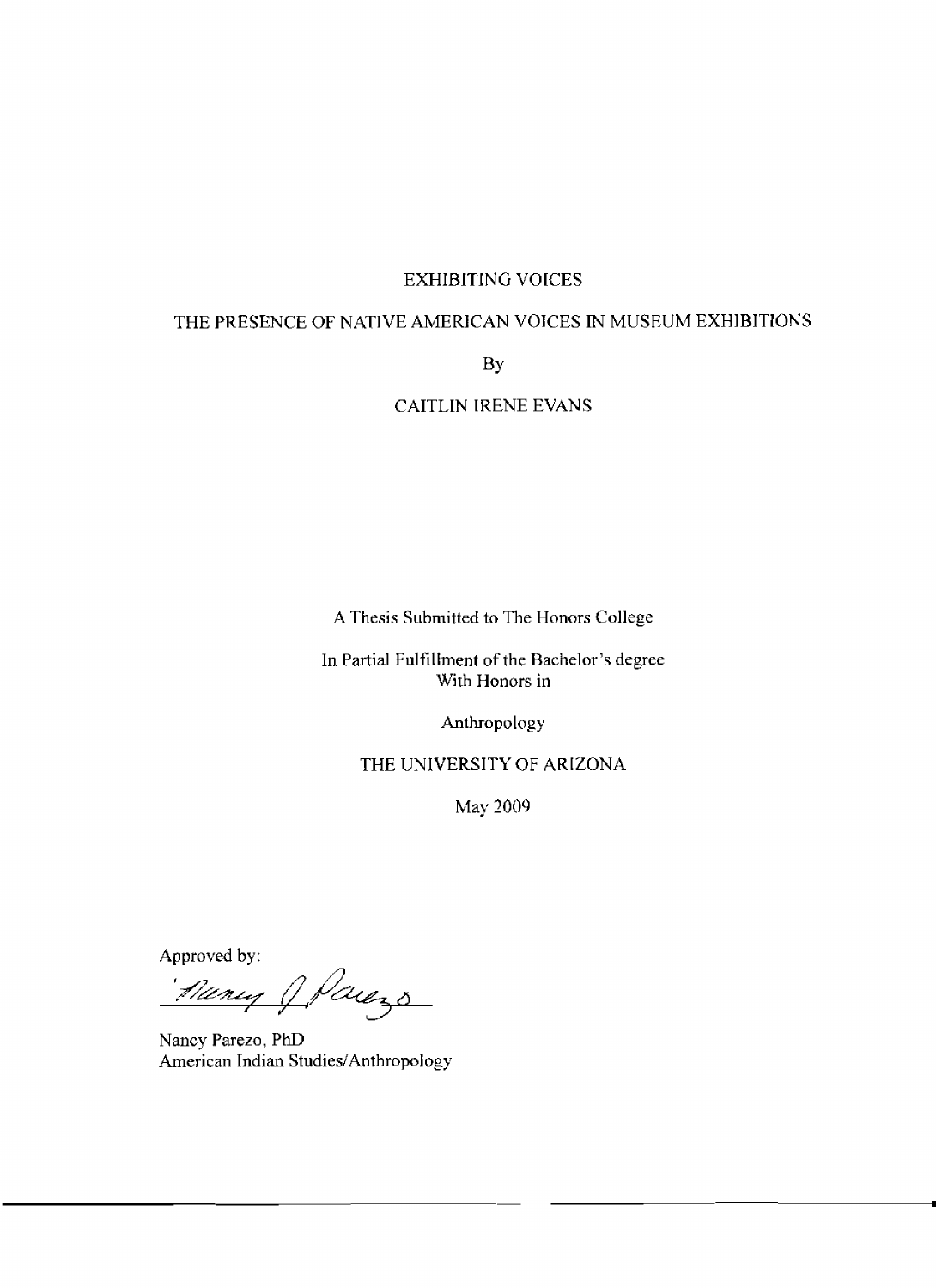# EXHIBITING VOICES

## THE PRESENCE OF NATIVE AMERICAN VOICES IN MUSEUM EXHIBITIONS

By

CAITLIN IRENE EVANS

A Thesis Submitted to The Honors College

In Partial Fulfillment of the Bachelor's degree
With Honors in

Anthropology

THE UNIVERSITY OF ARIZONA

May 2009

Approved by:

Nancy J Parezo

Nancy Parezo, PhD
American Indian Studies/Anthropology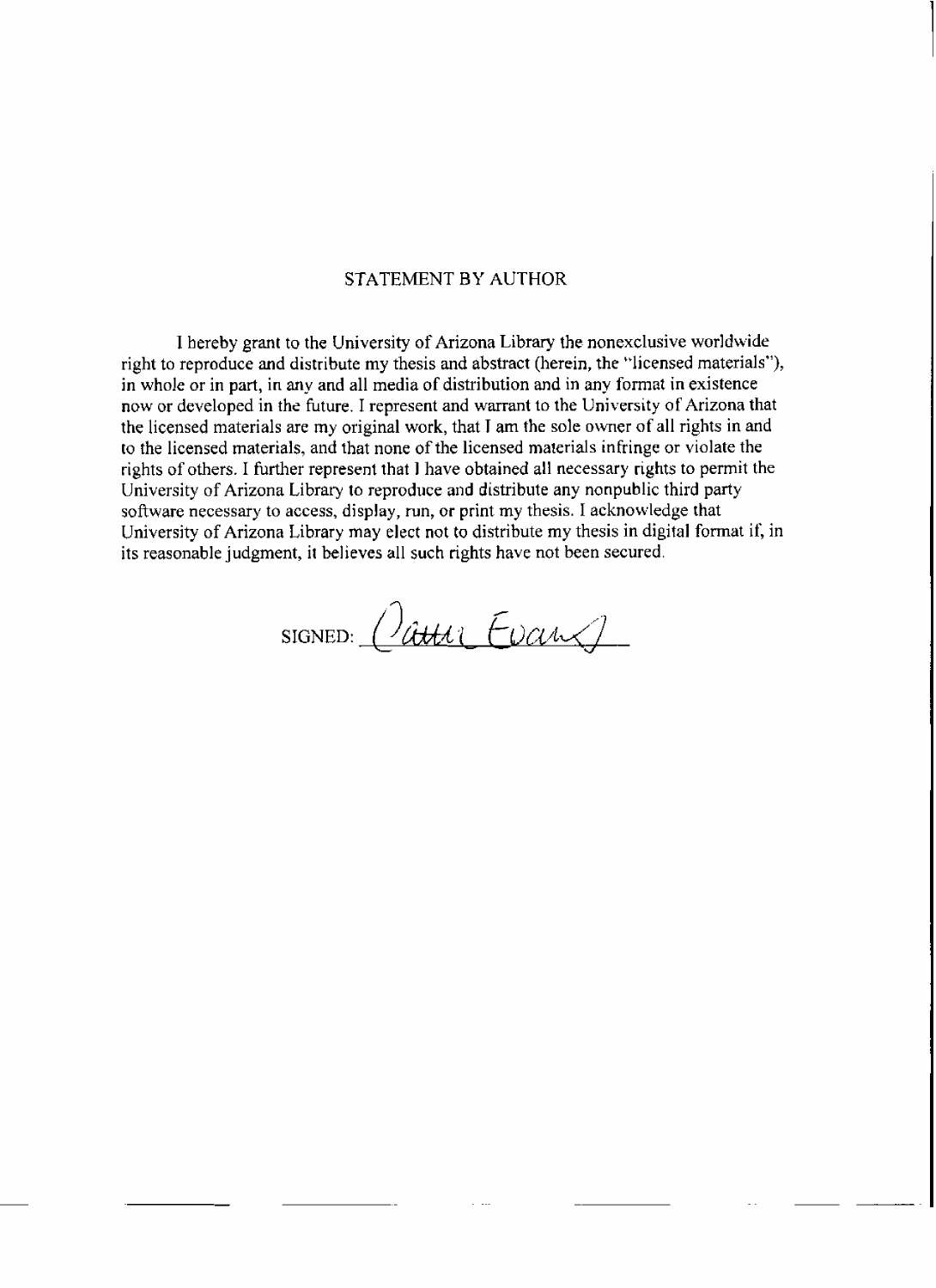## STATEMENT BY AUTHOR

I hereby grant to the University of Arizona Library the nonexclusive worldwide right to reproduce and distribute my thesis and abstract (herein, the "licensed materials"), in whole or in part, in any and all media of distribution and in any format in existence now or developed in the future. I represent and warrant to the University of Arizona that the licensed materials are my original work, that I am the sole owner of all rights in and to the licensed materials, and that none of the licensed materials infringe or violate the rights of others. I further represent that I have obtained all necessary rights to permit the University of Arizona Library to reproduce and distribute any nonpublic third party software necessary to access, display, run, or print my thesis. I acknowledge that University of Arizona Library may elect not to distribute my thesis in digital format if, in its reasonable judgment, it believes all such rights have not been secured.

SIGNED: Cathi Evans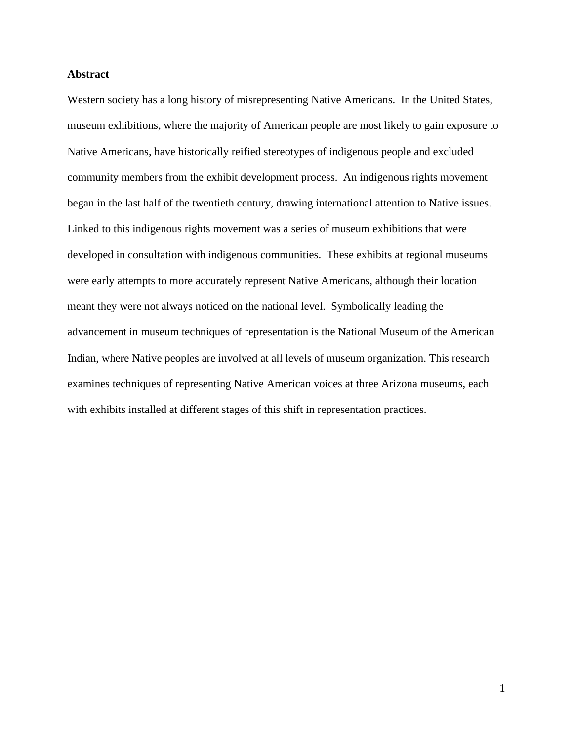**Abstract**

Western society has a long history of misrepresenting Native Americans. In the United States, museum exhibitions, where the majority of American people are most likely to gain exposure to Native Americans, have historically reified stereotypes of indigenous people and excluded community members from the exhibit development process. An indigenous rights movement began in the last half of the twentieth century, drawing international attention to Native issues. Linked to this indigenous rights movement was a series of museum exhibitions that were developed in consultation with indigenous communities. These exhibits at regional museums were early attempts to more accurately represent Native Americans, although their location meant they were not always noticed on the national level. Symbolically leading the advancement in museum techniques of representation is the National Museum of the American Indian, where Native peoples are involved at all levels of museum organization. This research examines techniques of representing Native American voices at three Arizona museums, each with exhibits installed at different stages of this shift in representation practices.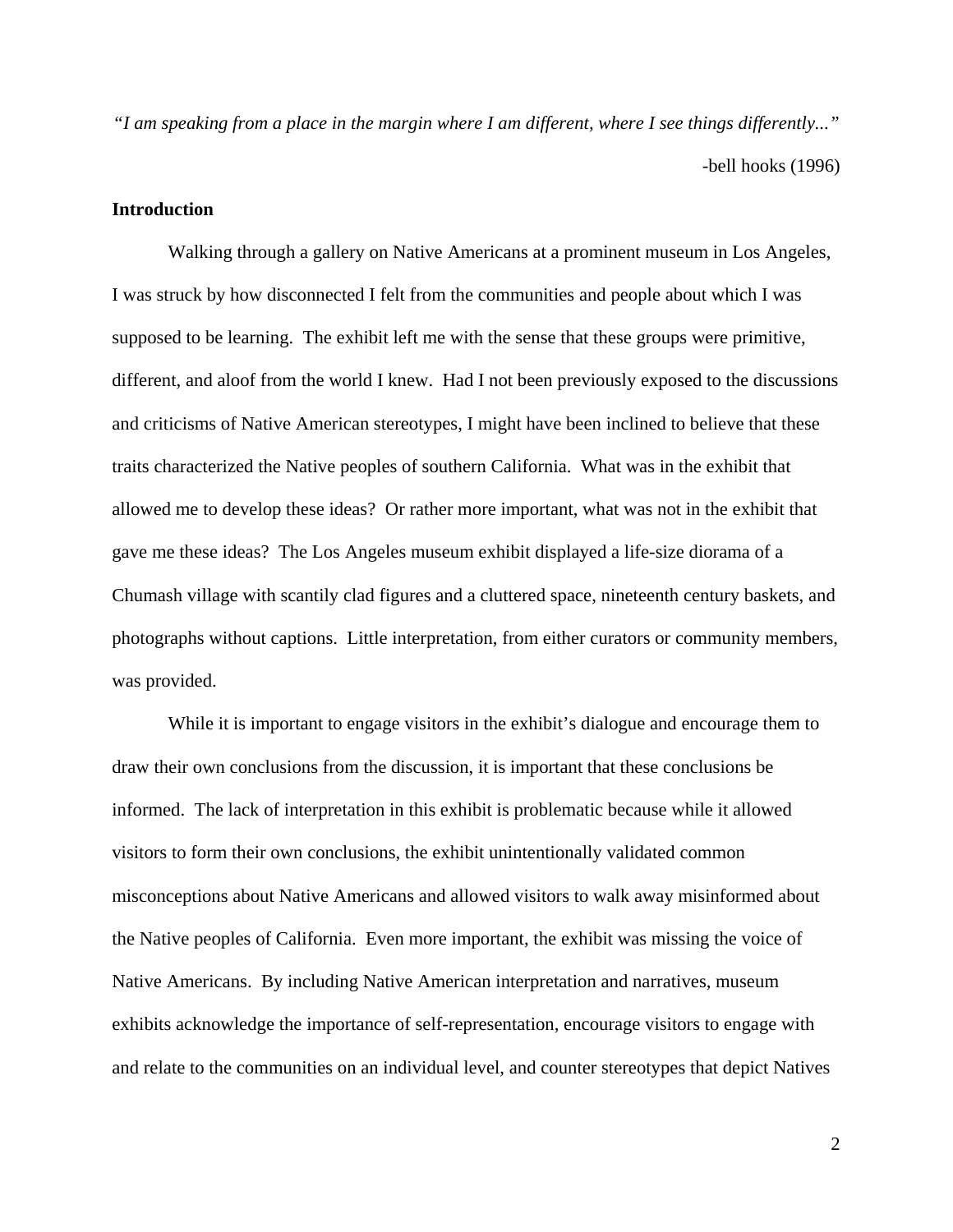*"I am speaking from a place in the margin where I am different, where I see things differently..."*

-bell hooks (1996)

**Introduction**

Walking through a gallery on Native Americans at a prominent museum in Los Angeles, I was struck by how disconnected I felt from the communities and people about which I was supposed to be learning. The exhibit left me with the sense that these groups were primitive, different, and aloof from the world I knew. Had I not been previously exposed to the discussions and criticisms of Native American stereotypes, I might have been inclined to believe that these traits characterized the Native peoples of southern California. What was in the exhibit that allowed me to develop these ideas? Or rather more important, what was not in the exhibit that gave me these ideas? The Los Angeles museum exhibit displayed a life-size diorama of a Chumash village with scantily clad figures and a cluttered space, nineteenth century baskets, and photographs without captions. Little interpretation, from either curators or community members, was provided.

While it is important to engage visitors in the exhibit's dialogue and encourage them to draw their own conclusions from the discussion, it is important that these conclusions be informed. The lack of interpretation in this exhibit is problematic because while it allowed visitors to form their own conclusions, the exhibit unintentionally validated common misconceptions about Native Americans and allowed visitors to walk away misinformed about the Native peoples of California. Even more important, the exhibit was missing the voice of Native Americans. By including Native American interpretation and narratives, museum exhibits acknowledge the importance of self-representation, encourage visitors to engage with and relate to the communities on an individual level, and counter stereotypes that depict Natives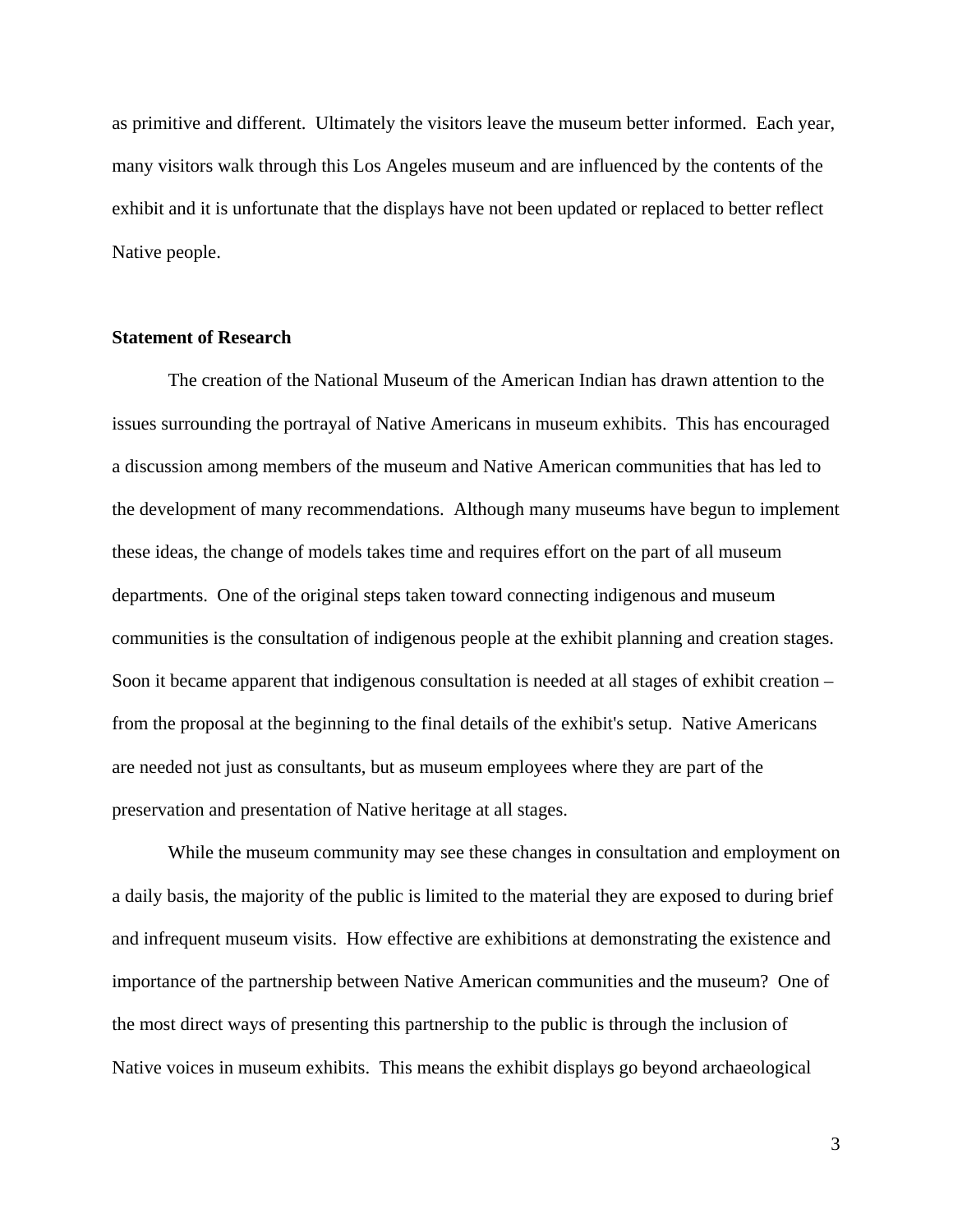as primitive and different. Ultimately the visitors leave the museum better informed. Each year, many visitors walk through this Los Angeles museum and are influenced by the contents of the exhibit and it is unfortunate that the displays have not been updated or replaced to better reflect Native people.

**Statement of Research**

The creation of the National Museum of the American Indian has drawn attention to the issues surrounding the portrayal of Native Americans in museum exhibits. This has encouraged a discussion among members of the museum and Native American communities that has led to the development of many recommendations. Although many museums have begun to implement these ideas, the change of models takes time and requires effort on the part of all museum departments. One of the original steps taken toward connecting indigenous and museum communities is the consultation of indigenous people at the exhibit planning and creation stages. Soon it became apparent that indigenous consultation is needed at all stages of exhibit creation – from the proposal at the beginning to the final details of the exhibit's setup. Native Americans are needed not just as consultants, but as museum employees where they are part of the preservation and presentation of Native heritage at all stages.

While the museum community may see these changes in consultation and employment on a daily basis, the majority of the public is limited to the material they are exposed to during brief and infrequent museum visits. How effective are exhibitions at demonstrating the existence and importance of the partnership between Native American communities and the museum? One of the most direct ways of presenting this partnership to the public is through the inclusion of Native voices in museum exhibits. This means the exhibit displays go beyond archaeological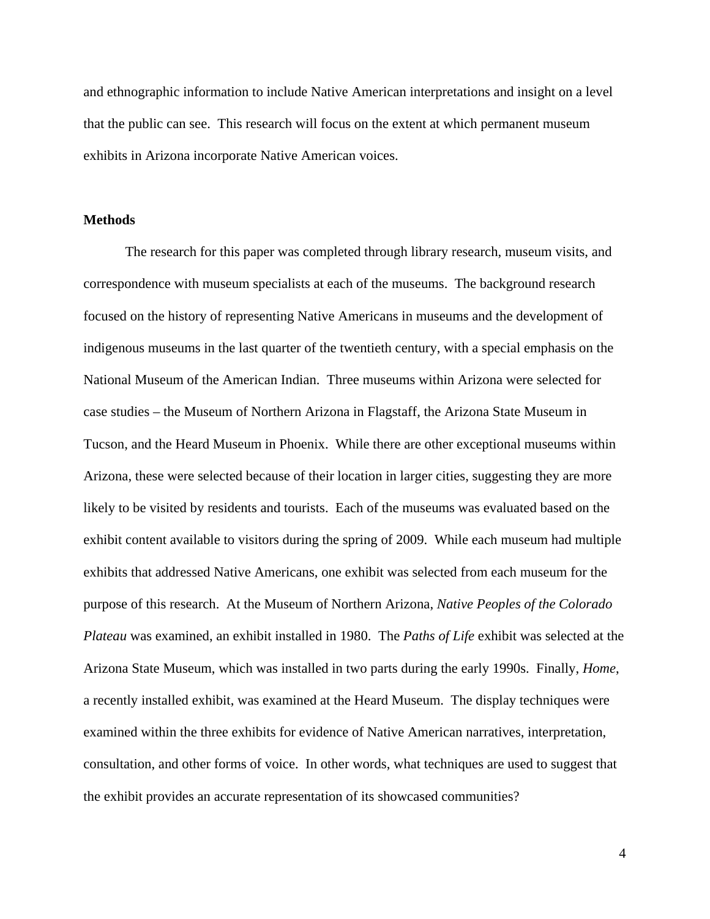and ethnographic information to include Native American interpretations and insight on a level that the public can see. This research will focus on the extent at which permanent museum exhibits in Arizona incorporate Native American voices.

**Methods**

The research for this paper was completed through library research, museum visits, and correspondence with museum specialists at each of the museums. The background research focused on the history of representing Native Americans in museums and the development of indigenous museums in the last quarter of the twentieth century, with a special emphasis on the National Museum of the American Indian. Three museums within Arizona were selected for case studies – the Museum of Northern Arizona in Flagstaff, the Arizona State Museum in Tucson, and the Heard Museum in Phoenix. While there are other exceptional museums within Arizona, these were selected because of their location in larger cities, suggesting they are more likely to be visited by residents and tourists. Each of the museums was evaluated based on the exhibit content available to visitors during the spring of 2009. While each museum had multiple exhibits that addressed Native Americans, one exhibit was selected from each museum for the purpose of this research. At the Museum of Northern Arizona, *Native Peoples of the Colorado Plateau* was examined, an exhibit installed in 1980. The *Paths of Life* exhibit was selected at the Arizona State Museum, which was installed in two parts during the early 1990s. Finally, *Home*, a recently installed exhibit, was examined at the Heard Museum. The display techniques were examined within the three exhibits for evidence of Native American narratives, interpretation, consultation, and other forms of voice. In other words, what techniques are used to suggest that the exhibit provides an accurate representation of its showcased communities?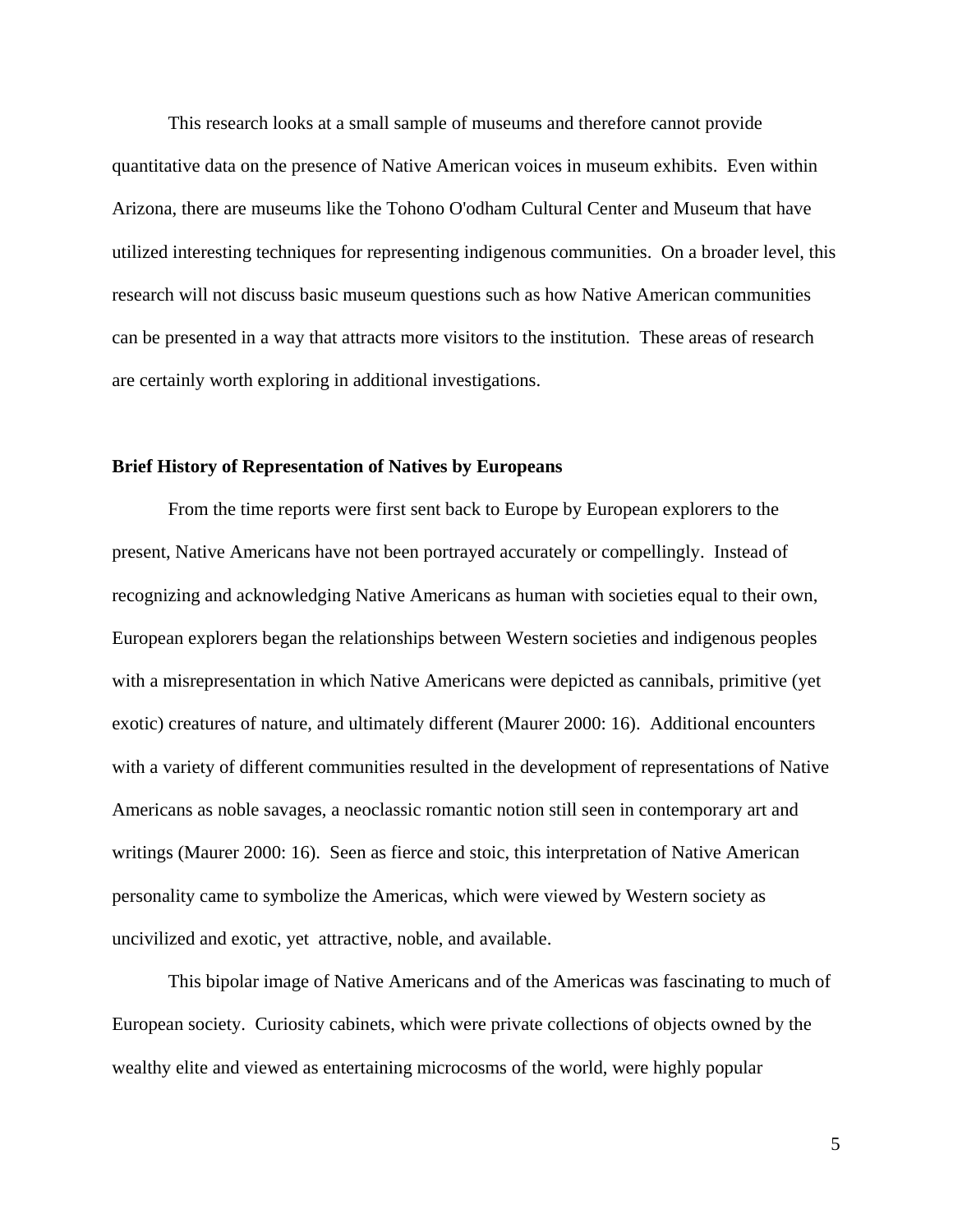This research looks at a small sample of museums and therefore cannot provide quantitative data on the presence of Native American voices in museum exhibits. Even within Arizona, there are museums like the Tohono O'odham Cultural Center and Museum that have utilized interesting techniques for representing indigenous communities. On a broader level, this research will not discuss basic museum questions such as how Native American communities can be presented in a way that attracts more visitors to the institution. These areas of research are certainly worth exploring in additional investigations.

## Brief History of Representation of Natives by Europeans

From the time reports were first sent back to Europe by European explorers to the present, Native Americans have not been portrayed accurately or compellingly. Instead of recognizing and acknowledging Native Americans as human with societies equal to their own, European explorers began the relationships between Western societies and indigenous peoples with a misrepresentation in which Native Americans were depicted as cannibals, primitive (yet exotic) creatures of nature, and ultimately different (Maurer 2000: 16). Additional encounters with a variety of different communities resulted in the development of representations of Native Americans as noble savages, a neoclassic romantic notion still seen in contemporary art and writings (Maurer 2000: 16). Seen as fierce and stoic, this interpretation of Native American personality came to symbolize the Americas, which were viewed by Western society as uncivilized and exotic, yet attractive, noble, and available.

This bipolar image of Native Americans and of the Americas was fascinating to much of European society. Curiosity cabinets, which were private collections of objects owned by the wealthy elite and viewed as entertaining microcosms of the world, were highly popular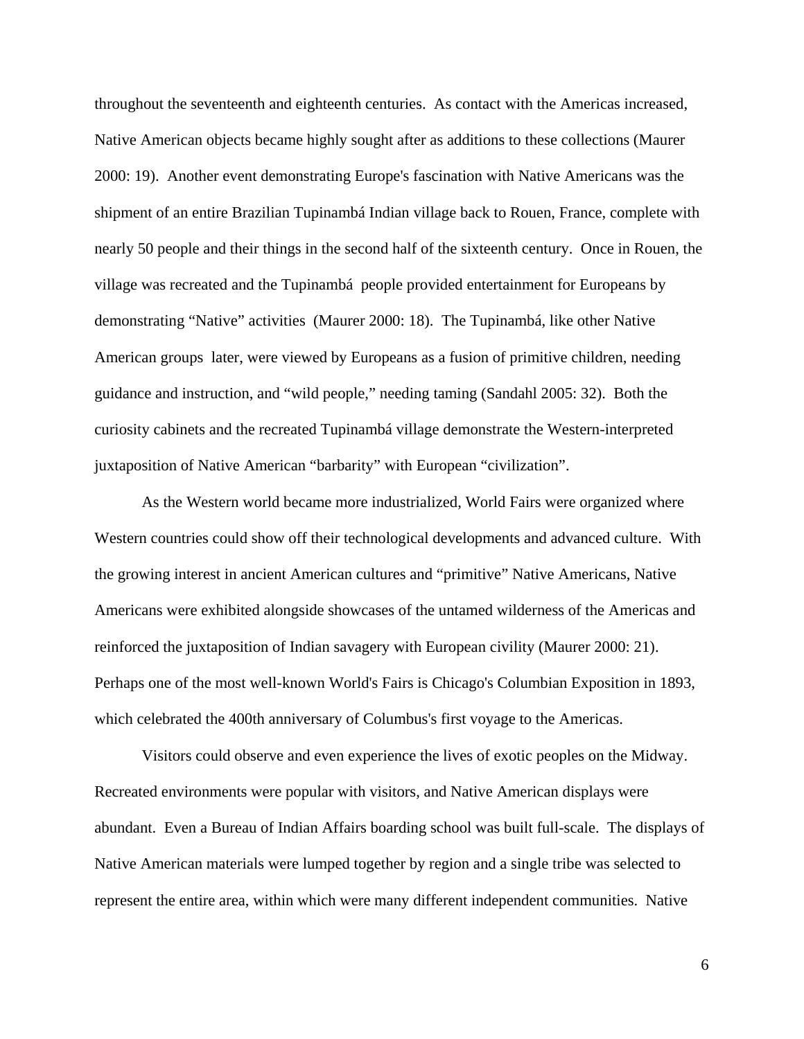throughout the seventeenth and eighteenth centuries. As contact with the Americas increased, Native American objects became highly sought after as additions to these collections (Maurer 2000: 19). Another event demonstrating Europe's fascination with Native Americans was the shipment of an entire Brazilian Tupinambá Indian village back to Rouen, France, complete with nearly 50 people and their things in the second half of the sixteenth century. Once in Rouen, the village was recreated and the Tupinambá people provided entertainment for Europeans by demonstrating "Native" activities (Maurer 2000: 18). The Tupinambá, like other Native American groups later, were viewed by Europeans as a fusion of primitive children, needing guidance and instruction, and "wild people," needing taming (Sandahl 2005: 32). Both the curiosity cabinets and the recreated Tupinambá village demonstrate the Western-interpreted juxtaposition of Native American "barbarity" with European "civilization".

As the Western world became more industrialized, World Fairs were organized where Western countries could show off their technological developments and advanced culture. With the growing interest in ancient American cultures and "primitive" Native Americans, Native Americans were exhibited alongside showcases of the untamed wilderness of the Americas and reinforced the juxtaposition of Indian savagery with European civility (Maurer 2000: 21). Perhaps one of the most well-known World's Fairs is Chicago's Columbian Exposition in 1893, which celebrated the 400th anniversary of Columbus's first voyage to the Americas.

Visitors could observe and even experience the lives of exotic peoples on the Midway. Recreated environments were popular with visitors, and Native American displays were abundant. Even a Bureau of Indian Affairs boarding school was built full-scale. The displays of Native American materials were lumped together by region and a single tribe was selected to represent the entire area, within which were many different independent communities. Native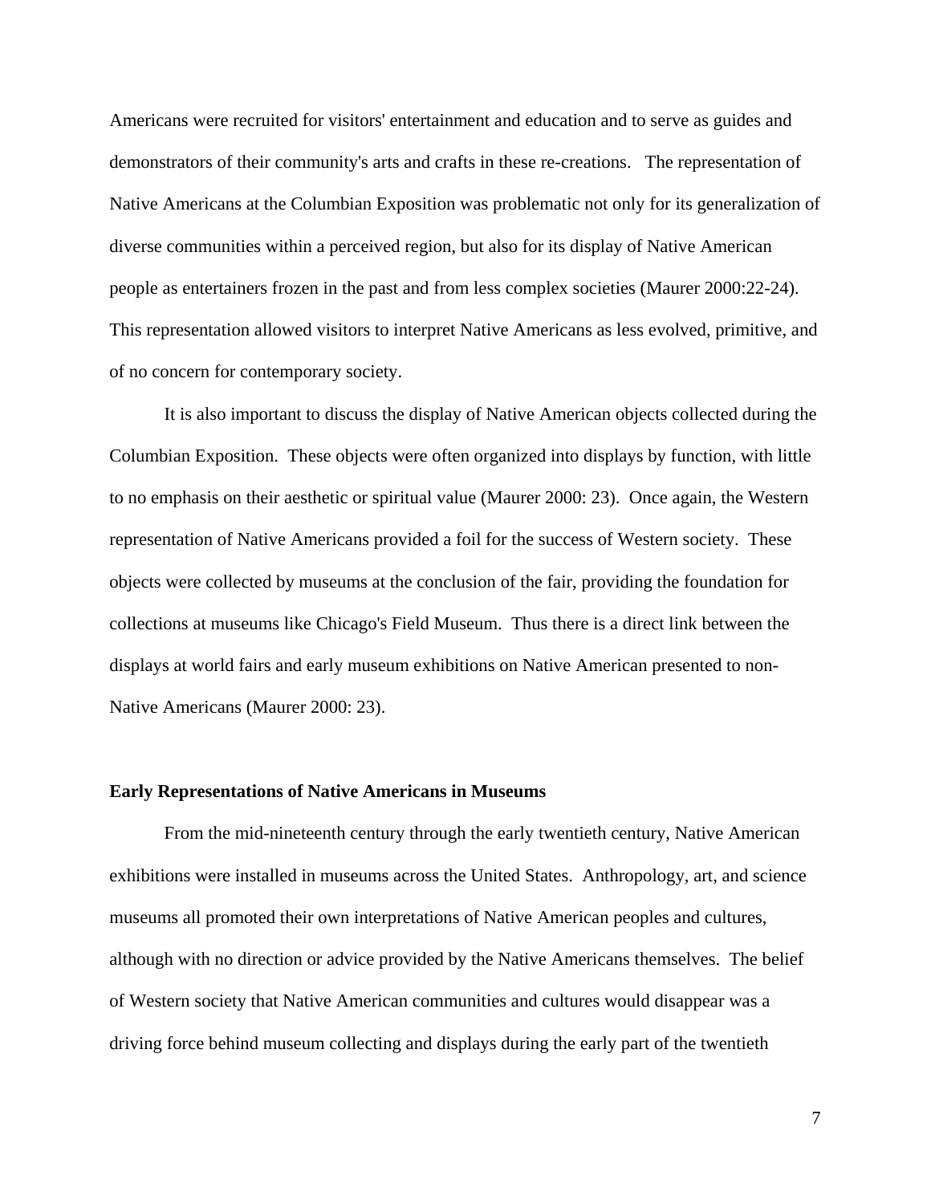Americans were recruited for visitors' entertainment and education and to serve as guides and demonstrators of their community's arts and crafts in these re-creations. The representation of Native Americans at the Columbian Exposition was problematic not only for its generalization of diverse communities within a perceived region, but also for its display of Native American people as entertainers frozen in the past and from less complex societies (Maurer 2000:22-24). This representation allowed visitors to interpret Native Americans as less evolved, primitive, and of no concern for contemporary society.

It is also important to discuss the display of Native American objects collected during the Columbian Exposition. These objects were often organized into displays by function, with little to no emphasis on their aesthetic or spiritual value (Maurer 2000: 23). Once again, the Western representation of Native Americans provided a foil for the success of Western society. These objects were collected by museums at the conclusion of the fair, providing the foundation for collections at museums like Chicago's Field Museum. Thus there is a direct link between the displays at world fairs and early museum exhibitions on Native American presented to non-Native Americans (Maurer 2000: 23).

**Early Representations of Native Americans in Museums**

From the mid-nineteenth century through the early twentieth century, Native American exhibitions were installed in museums across the United States. Anthropology, art, and science museums all promoted their own interpretations of Native American peoples and cultures, although with no direction or advice provided by the Native Americans themselves. The belief of Western society that Native American communities and cultures would disappear was a driving force behind museum collecting and displays during the early part of the twentieth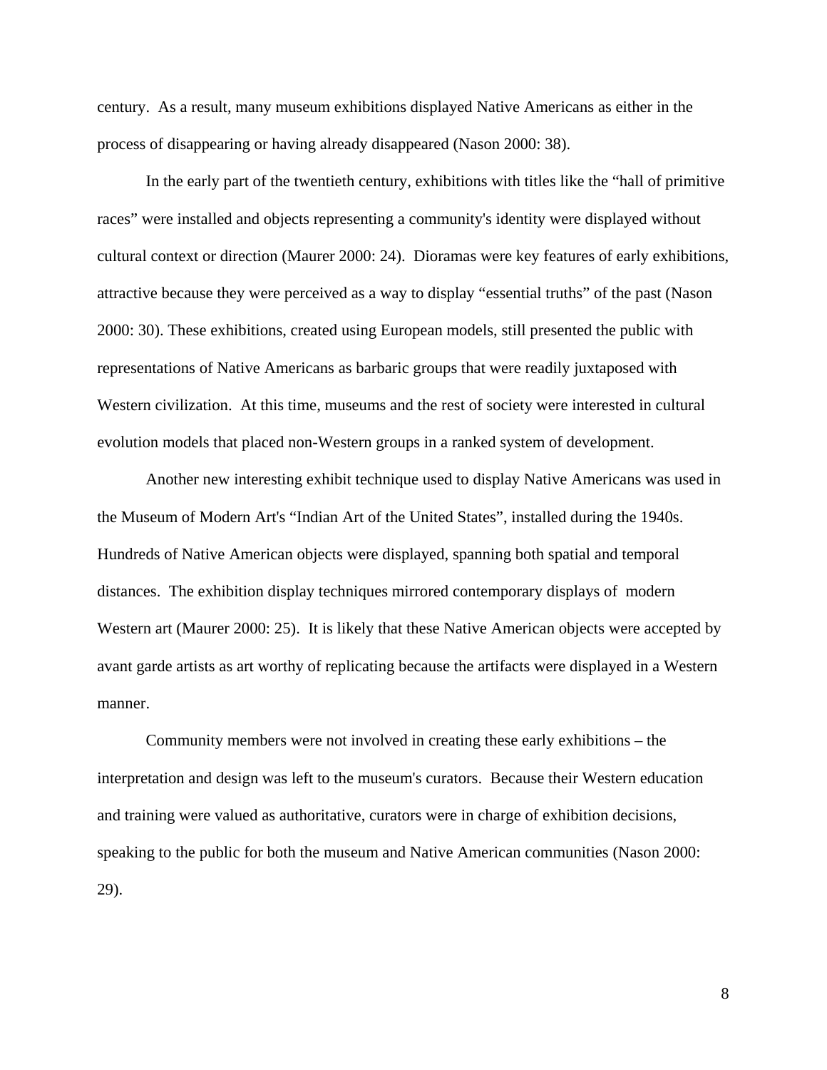century. As a result, many museum exhibitions displayed Native Americans as either in the process of disappearing or having already disappeared (Nason 2000: 38).

In the early part of the twentieth century, exhibitions with titles like the "hall of primitive races" were installed and objects representing a community's identity were displayed without cultural context or direction (Maurer 2000: 24). Dioramas were key features of early exhibitions, attractive because they were perceived as a way to display "essential truths" of the past (Nason 2000: 30). These exhibitions, created using European models, still presented the public with representations of Native Americans as barbaric groups that were readily juxtaposed with Western civilization. At this time, museums and the rest of society were interested in cultural evolution models that placed non-Western groups in a ranked system of development.

Another new interesting exhibit technique used to display Native Americans was used in the Museum of Modern Art's "Indian Art of the United States", installed during the 1940s. Hundreds of Native American objects were displayed, spanning both spatial and temporal distances. The exhibition display techniques mirrored contemporary displays of modern Western art (Maurer 2000: 25). It is likely that these Native American objects were accepted by avant garde artists as art worthy of replicating because the artifacts were displayed in a Western manner.

Community members were not involved in creating these early exhibitions – the interpretation and design was left to the museum's curators. Because their Western education and training were valued as authoritative, curators were in charge of exhibition decisions, speaking to the public for both the museum and Native American communities (Nason 2000: 29).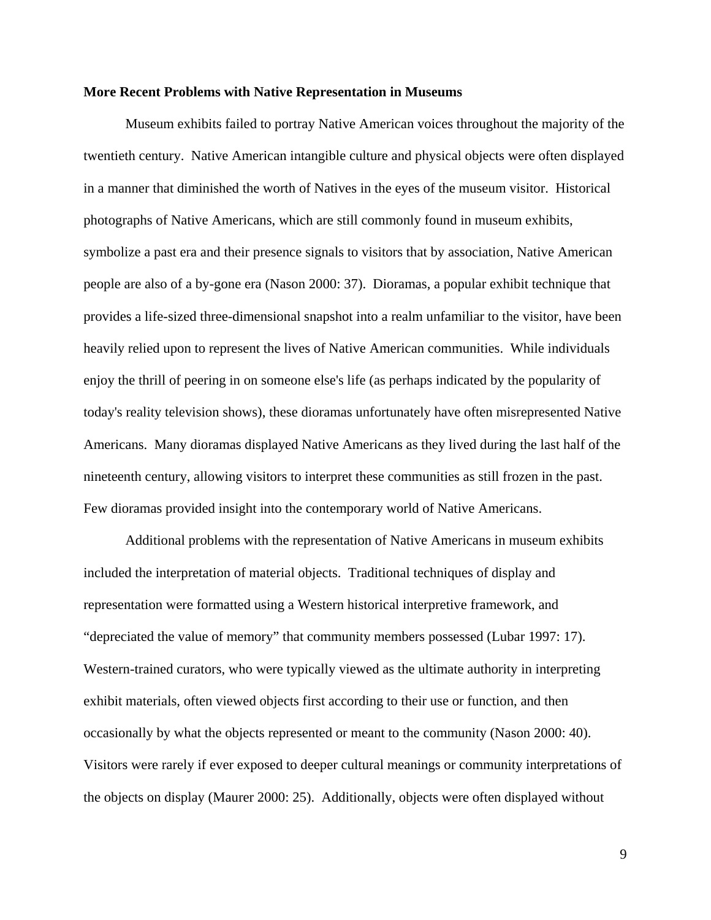**More Recent Problems with Native Representation in Museums**

Museum exhibits failed to portray Native American voices throughout the majority of the twentieth century. Native American intangible culture and physical objects were often displayed in a manner that diminished the worth of Natives in the eyes of the museum visitor. Historical photographs of Native Americans, which are still commonly found in museum exhibits, symbolize a past era and their presence signals to visitors that by association, Native American people are also of a by-gone era (Nason 2000: 37). Dioramas, a popular exhibit technique that provides a life-sized three-dimensional snapshot into a realm unfamiliar to the visitor, have been heavily relied upon to represent the lives of Native American communities. While individuals enjoy the thrill of peering in on someone else's life (as perhaps indicated by the popularity of today's reality television shows), these dioramas unfortunately have often misrepresented Native Americans. Many dioramas displayed Native Americans as they lived during the last half of the nineteenth century, allowing visitors to interpret these communities as still frozen in the past. Few dioramas provided insight into the contemporary world of Native Americans.

Additional problems with the representation of Native Americans in museum exhibits included the interpretation of material objects. Traditional techniques of display and representation were formatted using a Western historical interpretive framework, and "depreciated the value of memory" that community members possessed (Lubar 1997: 17). Western-trained curators, who were typically viewed as the ultimate authority in interpreting exhibit materials, often viewed objects first according to their use or function, and then occasionally by what the objects represented or meant to the community (Nason 2000: 40). Visitors were rarely if ever exposed to deeper cultural meanings or community interpretations of the objects on display (Maurer 2000: 25). Additionally, objects were often displayed without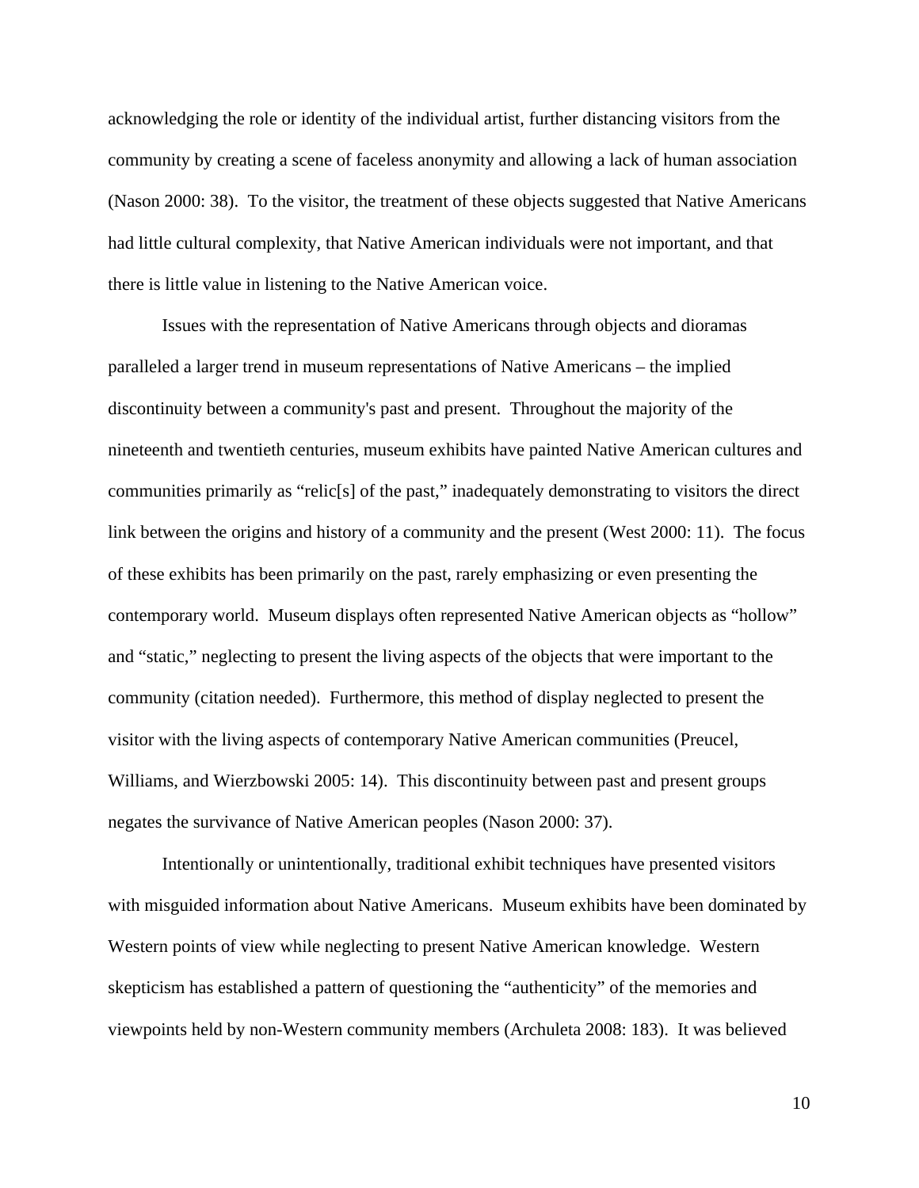acknowledging the role or identity of the individual artist, further distancing visitors from the community by creating a scene of faceless anonymity and allowing a lack of human association (Nason 2000: 38). To the visitor, the treatment of these objects suggested that Native Americans had little cultural complexity, that Native American individuals were not important, and that there is little value in listening to the Native American voice.

Issues with the representation of Native Americans through objects and dioramas paralleled a larger trend in museum representations of Native Americans – the implied discontinuity between a community's past and present. Throughout the majority of the nineteenth and twentieth centuries, museum exhibits have painted Native American cultures and communities primarily as "relic[s] of the past," inadequately demonstrating to visitors the direct link between the origins and history of a community and the present (West 2000: 11). The focus of these exhibits has been primarily on the past, rarely emphasizing or even presenting the contemporary world. Museum displays often represented Native American objects as "hollow" and "static," neglecting to present the living aspects of the objects that were important to the community (citation needed). Furthermore, this method of display neglected to present the visitor with the living aspects of contemporary Native American communities (Preucel, Williams, and Wierzbowski 2005: 14). This discontinuity between past and present groups negates the survivance of Native American peoples (Nason 2000: 37).

Intentionally or unintentionally, traditional exhibit techniques have presented visitors with misguided information about Native Americans. Museum exhibits have been dominated by Western points of view while neglecting to present Native American knowledge. Western skepticism has established a pattern of questioning the "authenticity" of the memories and viewpoints held by non-Western community members (Archuleta 2008: 183). It was believed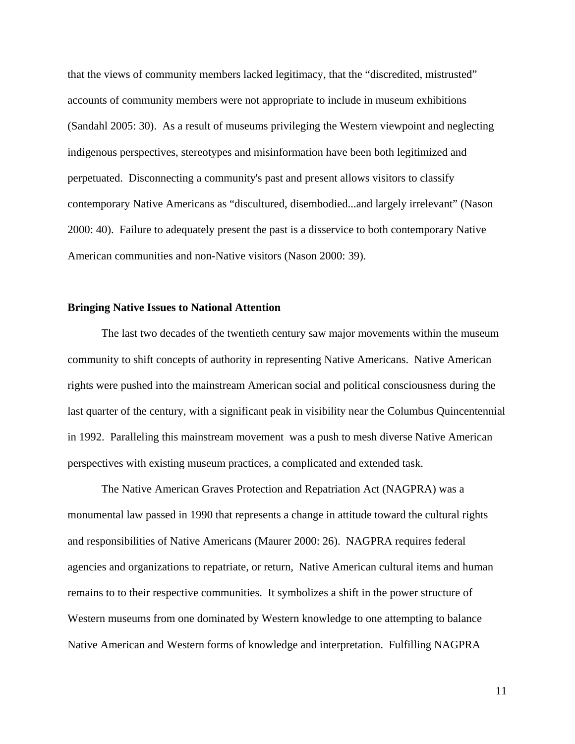that the views of community members lacked legitimacy, that the "discredited, mistrusted" accounts of community members were not appropriate to include in museum exhibitions (Sandahl 2005: 30). As a result of museums privileging the Western viewpoint and neglecting indigenous perspectives, stereotypes and misinformation have been both legitimized and perpetuated. Disconnecting a community's past and present allows visitors to classify contemporary Native Americans as "discultured, disembodied...and largely irrelevant" (Nason 2000: 40). Failure to adequately present the past is a disservice to both contemporary Native American communities and non-Native visitors (Nason 2000: 39).

**Bringing Native Issues to National Attention**

The last two decades of the twentieth century saw major movements within the museum community to shift concepts of authority in representing Native Americans. Native American rights were pushed into the mainstream American social and political consciousness during the last quarter of the century, with a significant peak in visibility near the Columbus Quincentennial in 1992. Paralleling this mainstream movement was a push to mesh diverse Native American perspectives with existing museum practices, a complicated and extended task.

The Native American Graves Protection and Repatriation Act (NAGPRA) was a monumental law passed in 1990 that represents a change in attitude toward the cultural rights and responsibilities of Native Americans (Maurer 2000: 26). NAGPRA requires federal agencies and organizations to repatriate, or return, Native American cultural items and human remains to to their respective communities. It symbolizes a shift in the power structure of Western museums from one dominated by Western knowledge to one attempting to balance Native American and Western forms of knowledge and interpretation. Fulfilling NAGPRA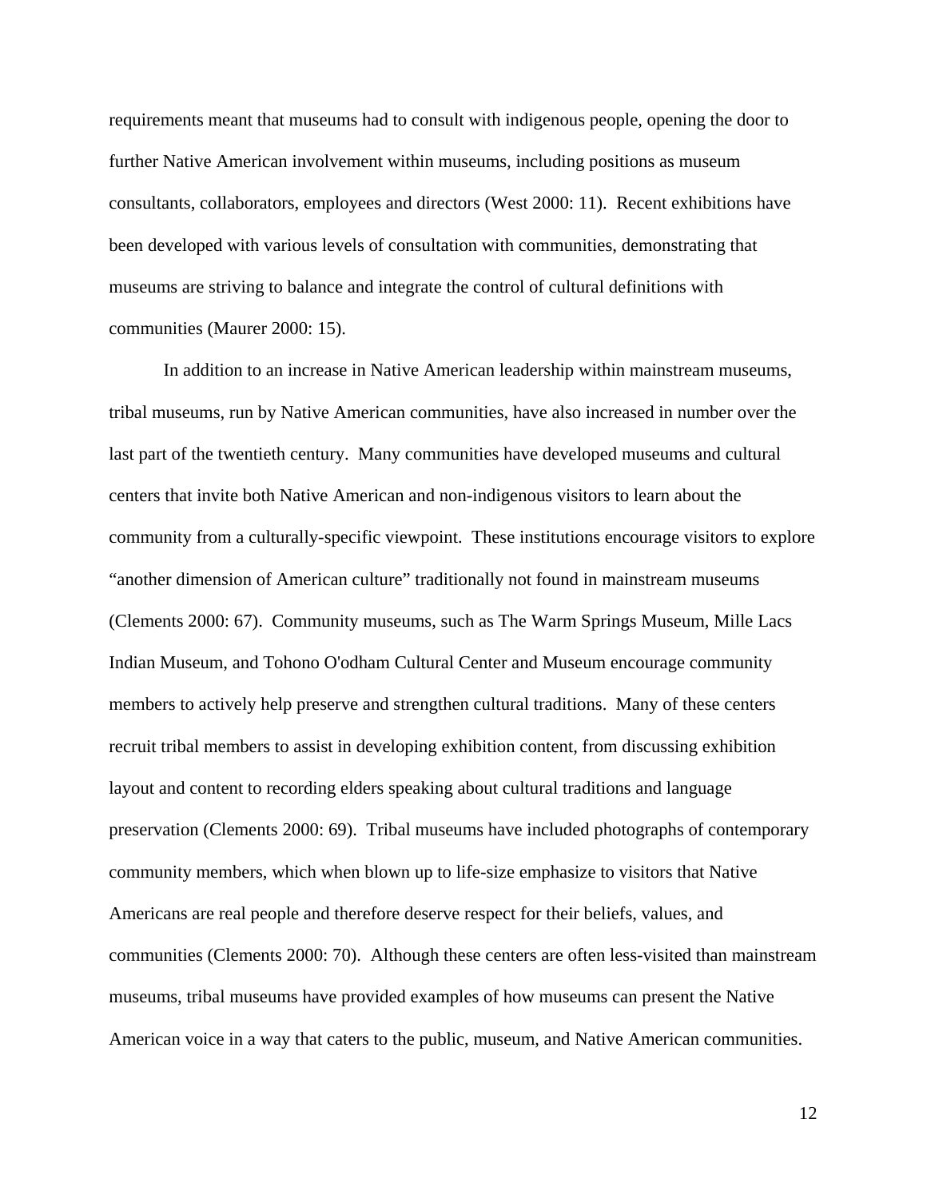requirements meant that museums had to consult with indigenous people, opening the door to further Native American involvement within museums, including positions as museum consultants, collaborators, employees and directors (West 2000: 11). Recent exhibitions have been developed with various levels of consultation with communities, demonstrating that museums are striving to balance and integrate the control of cultural definitions with communities (Maurer 2000: 15).

In addition to an increase in Native American leadership within mainstream museums, tribal museums, run by Native American communities, have also increased in number over the last part of the twentieth century. Many communities have developed museums and cultural centers that invite both Native American and non-indigenous visitors to learn about the community from a culturally-specific viewpoint. These institutions encourage visitors to explore "another dimension of American culture" traditionally not found in mainstream museums (Clements 2000: 67). Community museums, such as The Warm Springs Museum, Mille Lacs Indian Museum, and Tohono O'odham Cultural Center and Museum encourage community members to actively help preserve and strengthen cultural traditions. Many of these centers recruit tribal members to assist in developing exhibition content, from discussing exhibition layout and content to recording elders speaking about cultural traditions and language preservation (Clements 2000: 69). Tribal museums have included photographs of contemporary community members, which when blown up to life-size emphasize to visitors that Native Americans are real people and therefore deserve respect for their beliefs, values, and communities (Clements 2000: 70). Although these centers are often less-visited than mainstream museums, tribal museums have provided examples of how museums can present the Native American voice in a way that caters to the public, museum, and Native American communities.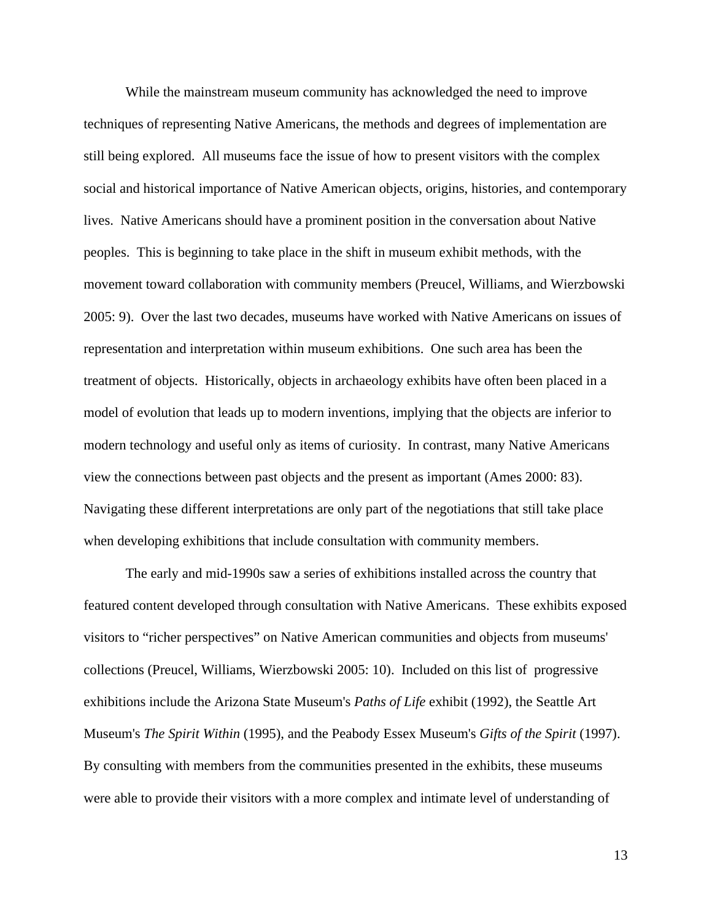While the mainstream museum community has acknowledged the need to improve techniques of representing Native Americans, the methods and degrees of implementation are still being explored. All museums face the issue of how to present visitors with the complex social and historical importance of Native American objects, origins, histories, and contemporary lives. Native Americans should have a prominent position in the conversation about Native peoples. This is beginning to take place in the shift in museum exhibit methods, with the movement toward collaboration with community members (Preucel, Williams, and Wierzbowski 2005: 9). Over the last two decades, museums have worked with Native Americans on issues of representation and interpretation within museum exhibitions. One such area has been the treatment of objects. Historically, objects in archaeology exhibits have often been placed in a model of evolution that leads up to modern inventions, implying that the objects are inferior to modern technology and useful only as items of curiosity. In contrast, many Native Americans view the connections between past objects and the present as important (Ames 2000: 83). Navigating these different interpretations are only part of the negotiations that still take place when developing exhibitions that include consultation with community members.

The early and mid-1990s saw a series of exhibitions installed across the country that featured content developed through consultation with Native Americans. These exhibits exposed visitors to "richer perspectives" on Native American communities and objects from museums' collections (Preucel, Williams, Wierzbowski 2005: 10). Included on this list of progressive exhibitions include the Arizona State Museum's *Paths of Life* exhibit (1992), the Seattle Art Museum's *The Spirit Within* (1995), and the Peabody Essex Museum's *Gifts of the Spirit* (1997). By consulting with members from the communities presented in the exhibits, these museums were able to provide their visitors with a more complex and intimate level of understanding of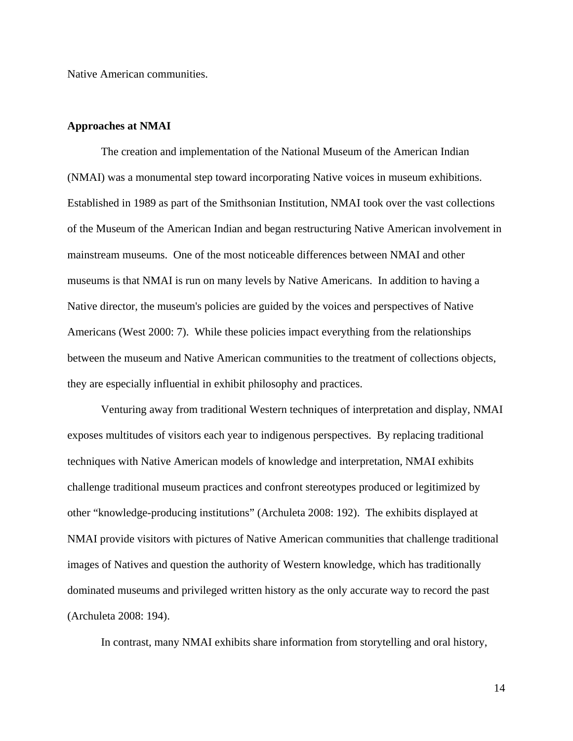Native American communities.

**Approaches at NMAI**

The creation and implementation of the National Museum of the American Indian (NMAI) was a monumental step toward incorporating Native voices in museum exhibitions. Established in 1989 as part of the Smithsonian Institution, NMAI took over the vast collections of the Museum of the American Indian and began restructuring Native American involvement in mainstream museums. One of the most noticeable differences between NMAI and other museums is that NMAI is run on many levels by Native Americans. In addition to having a Native director, the museum's policies are guided by the voices and perspectives of Native Americans (West 2000: 7). While these policies impact everything from the relationships between the museum and Native American communities to the treatment of collections objects, they are especially influential in exhibit philosophy and practices.

Venturing away from traditional Western techniques of interpretation and display, NMAI exposes multitudes of visitors each year to indigenous perspectives. By replacing traditional techniques with Native American models of knowledge and interpretation, NMAI exhibits challenge traditional museum practices and confront stereotypes produced or legitimized by other "knowledge-producing institutions" (Archuleta 2008: 192). The exhibits displayed at NMAI provide visitors with pictures of Native American communities that challenge traditional images of Natives and question the authority of Western knowledge, which has traditionally dominated museums and privileged written history as the only accurate way to record the past (Archuleta 2008: 194).

In contrast, many NMAI exhibits share information from storytelling and oral history,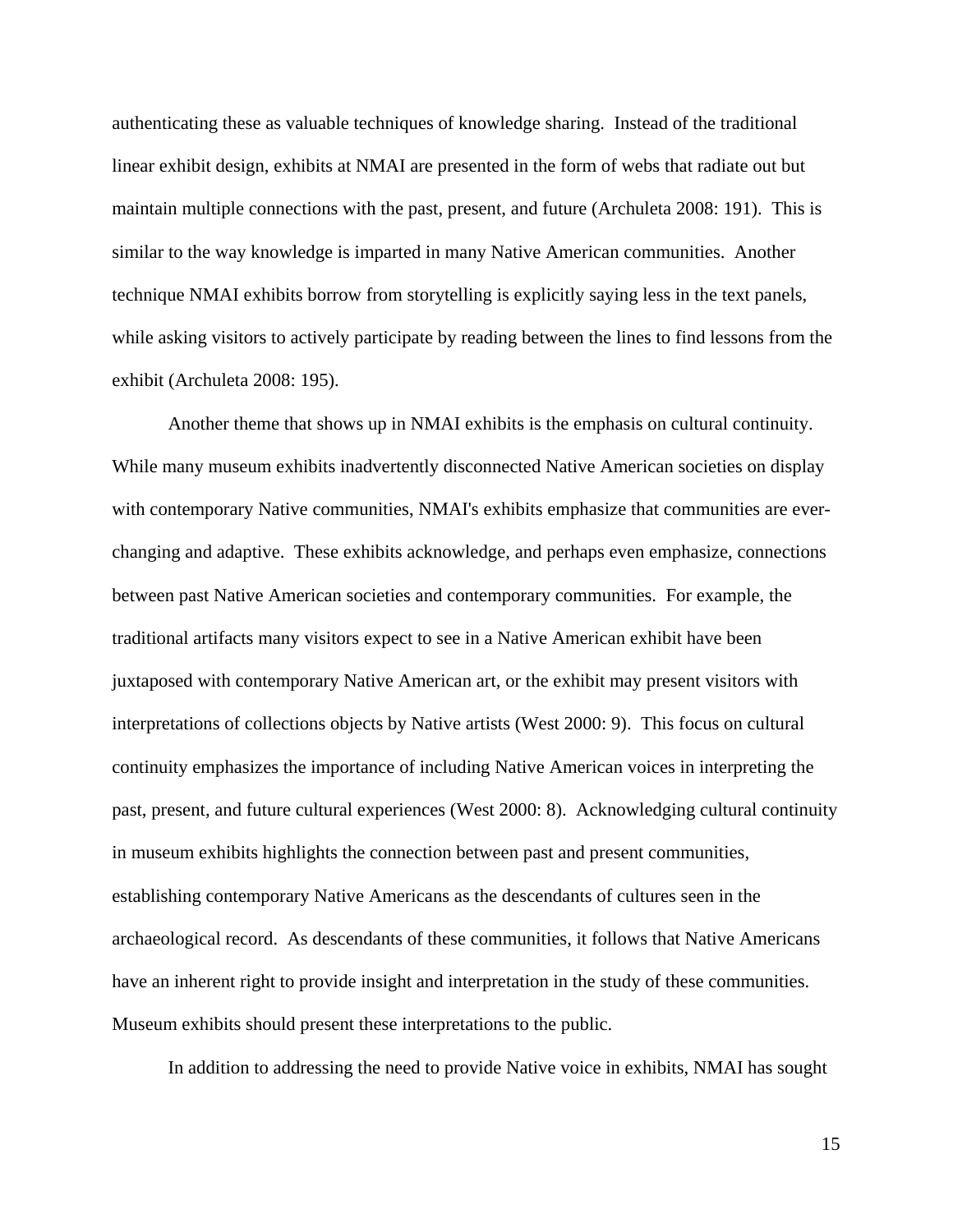authenticating these as valuable techniques of knowledge sharing. Instead of the traditional linear exhibit design, exhibits at NMAI are presented in the form of webs that radiate out but maintain multiple connections with the past, present, and future (Archuleta 2008: 191). This is similar to the way knowledge is imparted in many Native American communities. Another technique NMAI exhibits borrow from storytelling is explicitly saying less in the text panels, while asking visitors to actively participate by reading between the lines to find lessons from the exhibit (Archuleta 2008: 195).

Another theme that shows up in NMAI exhibits is the emphasis on cultural continuity. While many museum exhibits inadvertently disconnected Native American societies on display with contemporary Native communities, NMAI's exhibits emphasize that communities are ever-changing and adaptive. These exhibits acknowledge, and perhaps even emphasize, connections between past Native American societies and contemporary communities. For example, the traditional artifacts many visitors expect to see in a Native American exhibit have been juxtaposed with contemporary Native American art, or the exhibit may present visitors with interpretations of collections objects by Native artists (West 2000: 9). This focus on cultural continuity emphasizes the importance of including Native American voices in interpreting the past, present, and future cultural experiences (West 2000: 8). Acknowledging cultural continuity in museum exhibits highlights the connection between past and present communities, establishing contemporary Native Americans as the descendants of cultures seen in the archaeological record. As descendants of these communities, it follows that Native Americans have an inherent right to provide insight and interpretation in the study of these communities. Museum exhibits should present these interpretations to the public.

In addition to addressing the need to provide Native voice in exhibits, NMAI has sought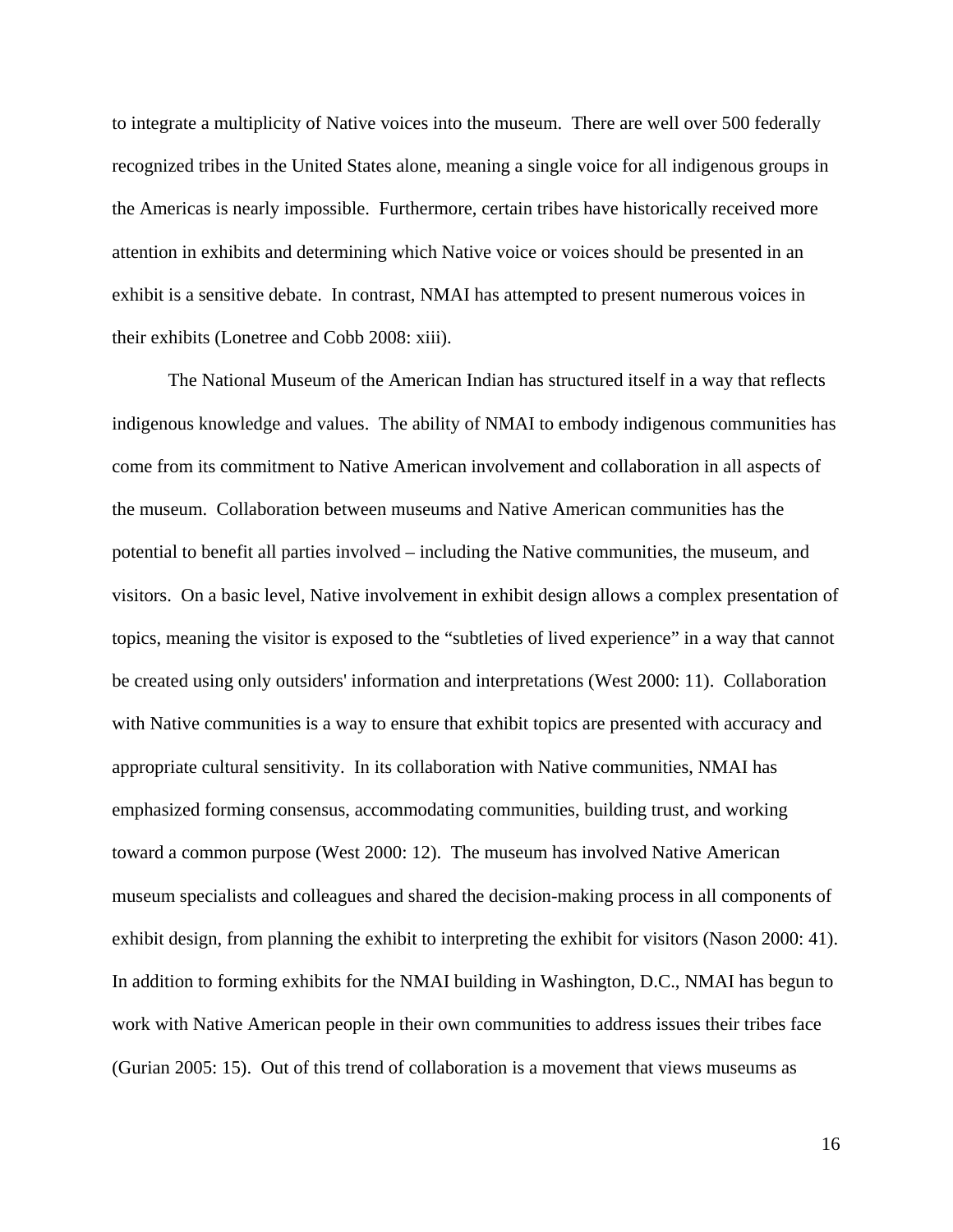to integrate a multiplicity of Native voices into the museum. There are well over 500 federally recognized tribes in the United States alone, meaning a single voice for all indigenous groups in the Americas is nearly impossible. Furthermore, certain tribes have historically received more attention in exhibits and determining which Native voice or voices should be presented in an exhibit is a sensitive debate. In contrast, NMAI has attempted to present numerous voices in their exhibits (Lonetree and Cobb 2008: xiii).

The National Museum of the American Indian has structured itself in a way that reflects indigenous knowledge and values. The ability of NMAI to embody indigenous communities has come from its commitment to Native American involvement and collaboration in all aspects of the museum. Collaboration between museums and Native American communities has the potential to benefit all parties involved – including the Native communities, the museum, and visitors. On a basic level, Native involvement in exhibit design allows a complex presentation of topics, meaning the visitor is exposed to the "subtleties of lived experience" in a way that cannot be created using only outsiders' information and interpretations (West 2000: 11). Collaboration with Native communities is a way to ensure that exhibit topics are presented with accuracy and appropriate cultural sensitivity. In its collaboration with Native communities, NMAI has emphasized forming consensus, accommodating communities, building trust, and working toward a common purpose (West 2000: 12). The museum has involved Native American museum specialists and colleagues and shared the decision-making process in all components of exhibit design, from planning the exhibit to interpreting the exhibit for visitors (Nason 2000: 41). In addition to forming exhibits for the NMAI building in Washington, D.C., NMAI has begun to work with Native American people in their own communities to address issues their tribes face (Gurian 2005: 15). Out of this trend of collaboration is a movement that views museums as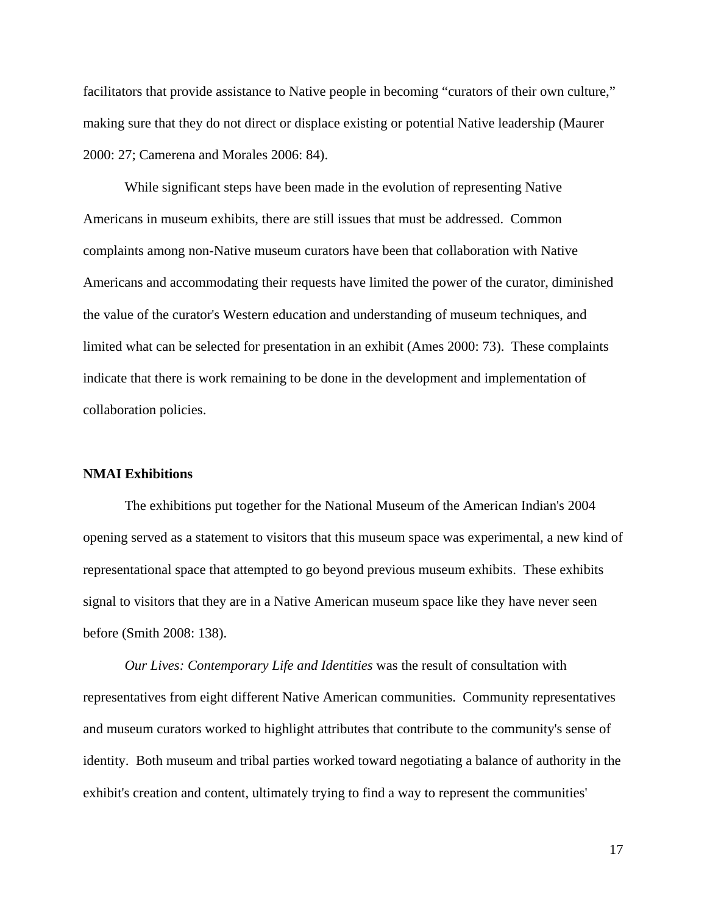facilitators that provide assistance to Native people in becoming "curators of their own culture," making sure that they do not direct or displace existing or potential Native leadership (Maurer 2000: 27; Camerena and Morales 2006: 84).

While significant steps have been made in the evolution of representing Native Americans in museum exhibits, there are still issues that must be addressed. Common complaints among non-Native museum curators have been that collaboration with Native Americans and accommodating their requests have limited the power of the curator, diminished the value of the curator's Western education and understanding of museum techniques, and limited what can be selected for presentation in an exhibit (Ames 2000: 73). These complaints indicate that there is work remaining to be done in the development and implementation of collaboration policies.

**NMAI Exhibitions**

The exhibitions put together for the National Museum of the American Indian's 2004 opening served as a statement to visitors that this museum space was experimental, a new kind of representational space that attempted to go beyond previous museum exhibits. These exhibits signal to visitors that they are in a Native American museum space like they have never seen before (Smith 2008: 138).

*Our Lives: Contemporary Life and Identities* was the result of consultation with representatives from eight different Native American communities. Community representatives and museum curators worked to highlight attributes that contribute to the community's sense of identity. Both museum and tribal parties worked toward negotiating a balance of authority in the exhibit's creation and content, ultimately trying to find a way to represent the communities'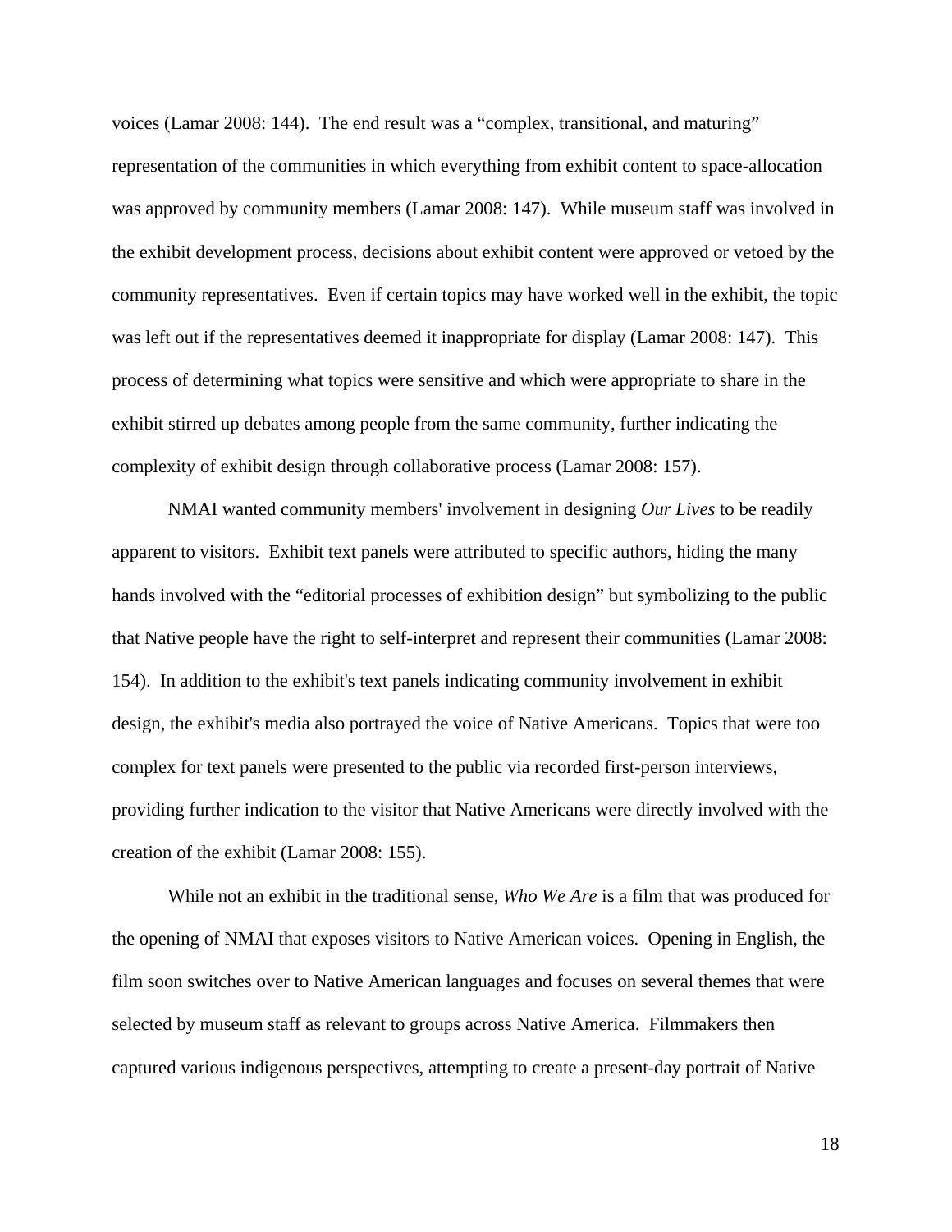voices (Lamar 2008: 144). The end result was a "complex, transitional, and maturing" representation of the communities in which everything from exhibit content to space-allocation was approved by community members (Lamar 2008: 147). While museum staff was involved in the exhibit development process, decisions about exhibit content were approved or vetoed by the community representatives. Even if certain topics may have worked well in the exhibit, the topic was left out if the representatives deemed it inappropriate for display (Lamar 2008: 147). This process of determining what topics were sensitive and which were appropriate to share in the exhibit stirred up debates among people from the same community, further indicating the complexity of exhibit design through collaborative process (Lamar 2008: 157).

NMAI wanted community members' involvement in designing *Our Lives* to be readily apparent to visitors. Exhibit text panels were attributed to specific authors, hiding the many hands involved with the "editorial processes of exhibition design" but symbolizing to the public that Native people have the right to self-interpret and represent their communities (Lamar 2008: 154). In addition to the exhibit's text panels indicating community involvement in exhibit design, the exhibit's media also portrayed the voice of Native Americans. Topics that were too complex for text panels were presented to the public via recorded first-person interviews, providing further indication to the visitor that Native Americans were directly involved with the creation of the exhibit (Lamar 2008: 155).

While not an exhibit in the traditional sense, *Who We Are* is a film that was produced for the opening of NMAI that exposes visitors to Native American voices. Opening in English, the film soon switches over to Native American languages and focuses on several themes that were selected by museum staff as relevant to groups across Native America. Filmmakers then captured various indigenous perspectives, attempting to create a present-day portrait of Native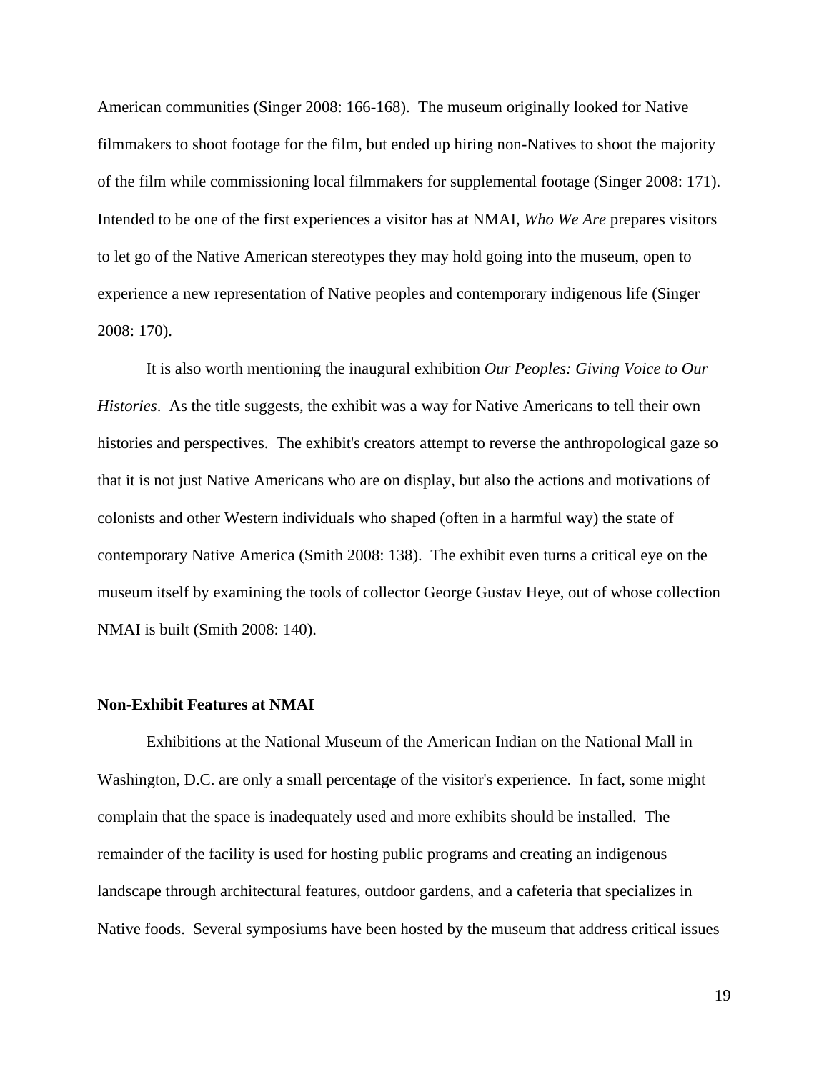American communities (Singer 2008: 166-168). The museum originally looked for Native filmmakers to shoot footage for the film, but ended up hiring non-Natives to shoot the majority of the film while commissioning local filmmakers for supplemental footage (Singer 2008: 171). Intended to be one of the first experiences a visitor has at NMAI, *Who We Are* prepares visitors to let go of the Native American stereotypes they may hold going into the museum, open to experience a new representation of Native peoples and contemporary indigenous life (Singer 2008: 170).

It is also worth mentioning the inaugural exhibition *Our Peoples: Giving Voice to Our Histories*. As the title suggests, the exhibit was a way for Native Americans to tell their own histories and perspectives. The exhibit's creators attempt to reverse the anthropological gaze so that it is not just Native Americans who are on display, but also the actions and motivations of colonists and other Western individuals who shaped (often in a harmful way) the state of contemporary Native America (Smith 2008: 138). The exhibit even turns a critical eye on the museum itself by examining the tools of collector George Gustav Heye, out of whose collection NMAI is built (Smith 2008: 140).

**Non-Exhibit Features at NMAI**

Exhibitions at the National Museum of the American Indian on the National Mall in Washington, D.C. are only a small percentage of the visitor's experience. In fact, some might complain that the space is inadequately used and more exhibits should be installed. The remainder of the facility is used for hosting public programs and creating an indigenous landscape through architectural features, outdoor gardens, and a cafeteria that specializes in Native foods. Several symposiums have been hosted by the museum that address critical issues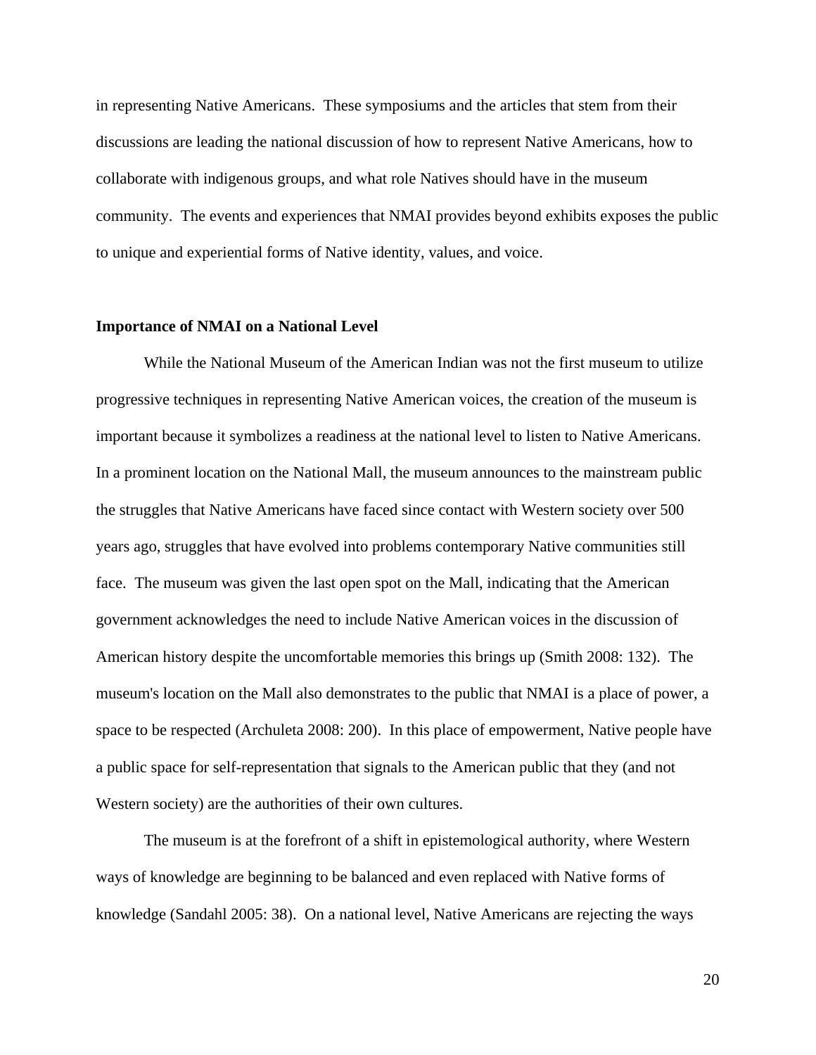in representing Native Americans. These symposiums and the articles that stem from their discussions are leading the national discussion of how to represent Native Americans, how to collaborate with indigenous groups, and what role Natives should have in the museum community. The events and experiences that NMAI provides beyond exhibits exposes the public to unique and experiential forms of Native identity, values, and voice.

**Importance of NMAI on a National Level**

While the National Museum of the American Indian was not the first museum to utilize progressive techniques in representing Native American voices, the creation of the museum is important because it symbolizes a readiness at the national level to listen to Native Americans. In a prominent location on the National Mall, the museum announces to the mainstream public the struggles that Native Americans have faced since contact with Western society over 500 years ago, struggles that have evolved into problems contemporary Native communities still face. The museum was given the last open spot on the Mall, indicating that the American government acknowledges the need to include Native American voices in the discussion of American history despite the uncomfortable memories this brings up (Smith 2008: 132). The museum's location on the Mall also demonstrates to the public that NMAI is a place of power, a space to be respected (Archuleta 2008: 200). In this place of empowerment, Native people have a public space for self-representation that signals to the American public that they (and not Western society) are the authorities of their own cultures.

The museum is at the forefront of a shift in epistemological authority, where Western ways of knowledge are beginning to be balanced and even replaced with Native forms of knowledge (Sandahl 2005: 38). On a national level, Native Americans are rejecting the ways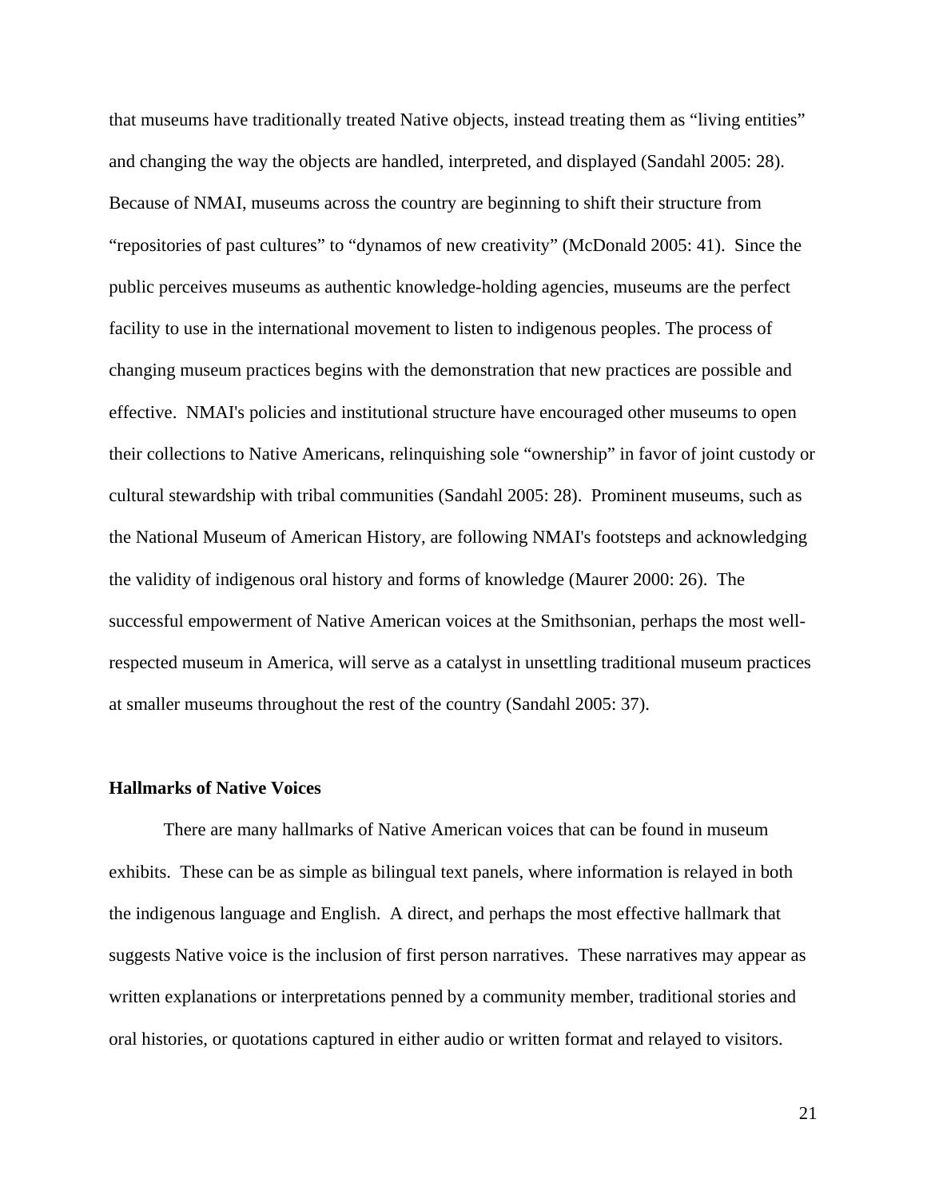that museums have traditionally treated Native objects, instead treating them as "living entities" and changing the way the objects are handled, interpreted, and displayed (Sandahl 2005: 28). Because of NMAI, museums across the country are beginning to shift their structure from "repositories of past cultures" to "dynamos of new creativity" (McDonald 2005: 41). Since the public perceives museums as authentic knowledge-holding agencies, museums are the perfect facility to use in the international movement to listen to indigenous peoples. The process of changing museum practices begins with the demonstration that new practices are possible and effective. NMAI's policies and institutional structure have encouraged other museums to open their collections to Native Americans, relinquishing sole "ownership" in favor of joint custody or cultural stewardship with tribal communities (Sandahl 2005: 28). Prominent museums, such as the National Museum of American History, are following NMAI's footsteps and acknowledging the validity of indigenous oral history and forms of knowledge (Maurer 2000: 26). The successful empowerment of Native American voices at the Smithsonian, perhaps the most well-respected museum in America, will serve as a catalyst in unsettling traditional museum practices at smaller museums throughout the rest of the country (Sandahl 2005: 37).

**Hallmarks of Native Voices**

There are many hallmarks of Native American voices that can be found in museum exhibits. These can be as simple as bilingual text panels, where information is relayed in both the indigenous language and English. A direct, and perhaps the most effective hallmark that suggests Native voice is the inclusion of first person narratives. These narratives may appear as written explanations or interpretations penned by a community member, traditional stories and oral histories, or quotations captured in either audio or written format and relayed to visitors.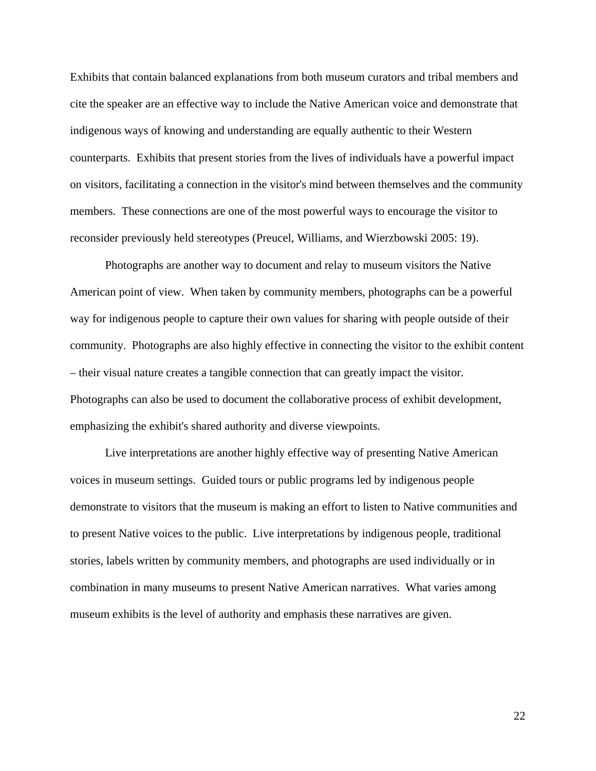Exhibits that contain balanced explanations from both museum curators and tribal members and cite the speaker are an effective way to include the Native American voice and demonstrate that indigenous ways of knowing and understanding are equally authentic to their Western counterparts. Exhibits that present stories from the lives of individuals have a powerful impact on visitors, facilitating a connection in the visitor's mind between themselves and the community members. These connections are one of the most powerful ways to encourage the visitor to reconsider previously held stereotypes (Preucel, Williams, and Wierzbowski 2005: 19).

Photographs are another way to document and relay to museum visitors the Native American point of view. When taken by community members, photographs can be a powerful way for indigenous people to capture their own values for sharing with people outside of their community. Photographs are also highly effective in connecting the visitor to the exhibit content – their visual nature creates a tangible connection that can greatly impact the visitor. Photographs can also be used to document the collaborative process of exhibit development, emphasizing the exhibit's shared authority and diverse viewpoints.

Live interpretations are another highly effective way of presenting Native American voices in museum settings. Guided tours or public programs led by indigenous people demonstrate to visitors that the museum is making an effort to listen to Native communities and to present Native voices to the public. Live interpretations by indigenous people, traditional stories, labels written by community members, and photographs are used individually or in combination in many museums to present Native American narratives. What varies among museum exhibits is the level of authority and emphasis these narratives are given.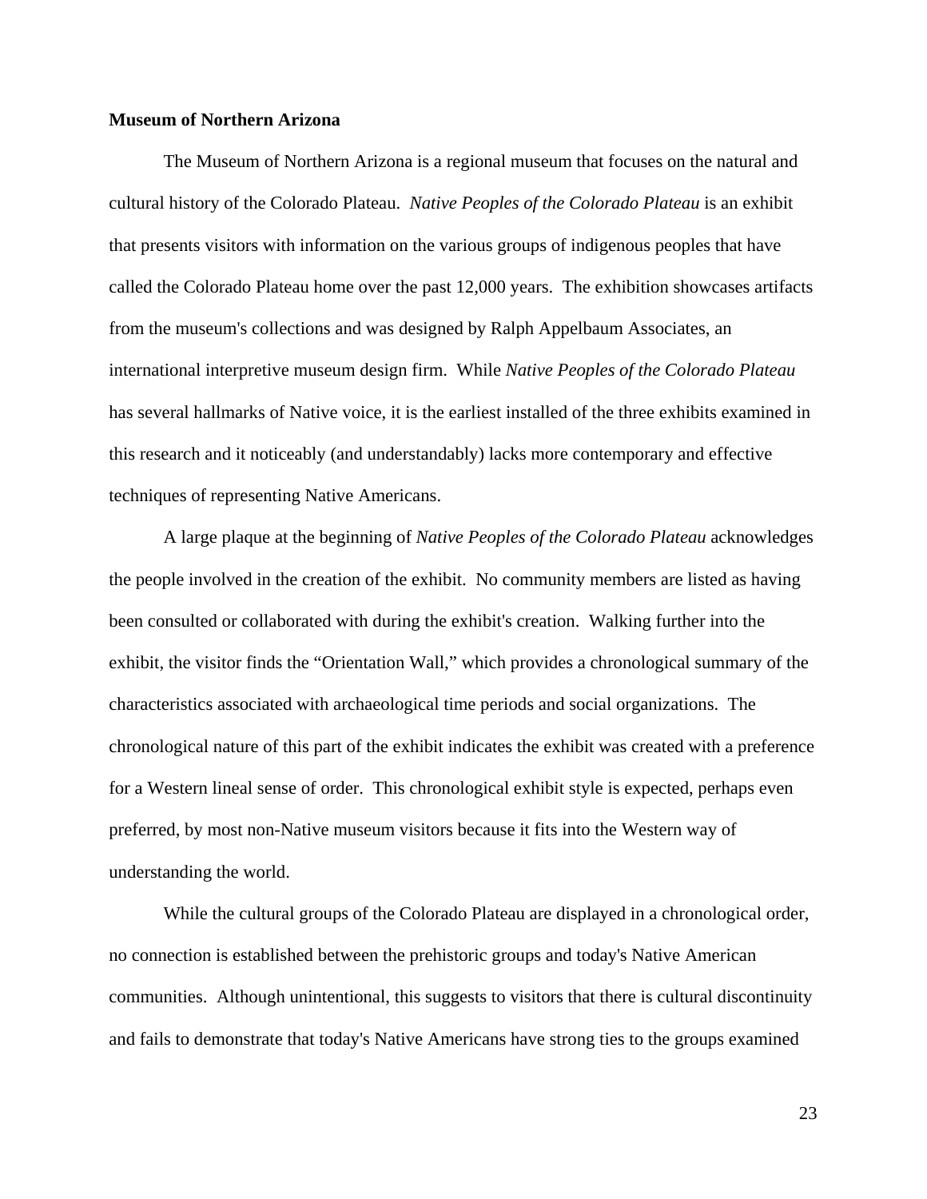**Museum of Northern Arizona**

The Museum of Northern Arizona is a regional museum that focuses on the natural and cultural history of the Colorado Plateau. *Native Peoples of the Colorado Plateau* is an exhibit that presents visitors with information on the various groups of indigenous peoples that have called the Colorado Plateau home over the past 12,000 years. The exhibition showcases artifacts from the museum's collections and was designed by Ralph Appelbaum Associates, an international interpretive museum design firm. While *Native Peoples of the Colorado Plateau* has several hallmarks of Native voice, it is the earliest installed of the three exhibits examined in this research and it noticeably (and understandably) lacks more contemporary and effective techniques of representing Native Americans.

A large plaque at the beginning of *Native Peoples of the Colorado Plateau* acknowledges the people involved in the creation of the exhibit. No community members are listed as having been consulted or collaborated with during the exhibit's creation. Walking further into the exhibit, the visitor finds the "Orientation Wall," which provides a chronological summary of the characteristics associated with archaeological time periods and social organizations. The chronological nature of this part of the exhibit indicates the exhibit was created with a preference for a Western lineal sense of order. This chronological exhibit style is expected, perhaps even preferred, by most non-Native museum visitors because it fits into the Western way of understanding the world.

While the cultural groups of the Colorado Plateau are displayed in a chronological order, no connection is established between the prehistoric groups and today's Native American communities. Although unintentional, this suggests to visitors that there is cultural discontinuity and fails to demonstrate that today's Native Americans have strong ties to the groups examined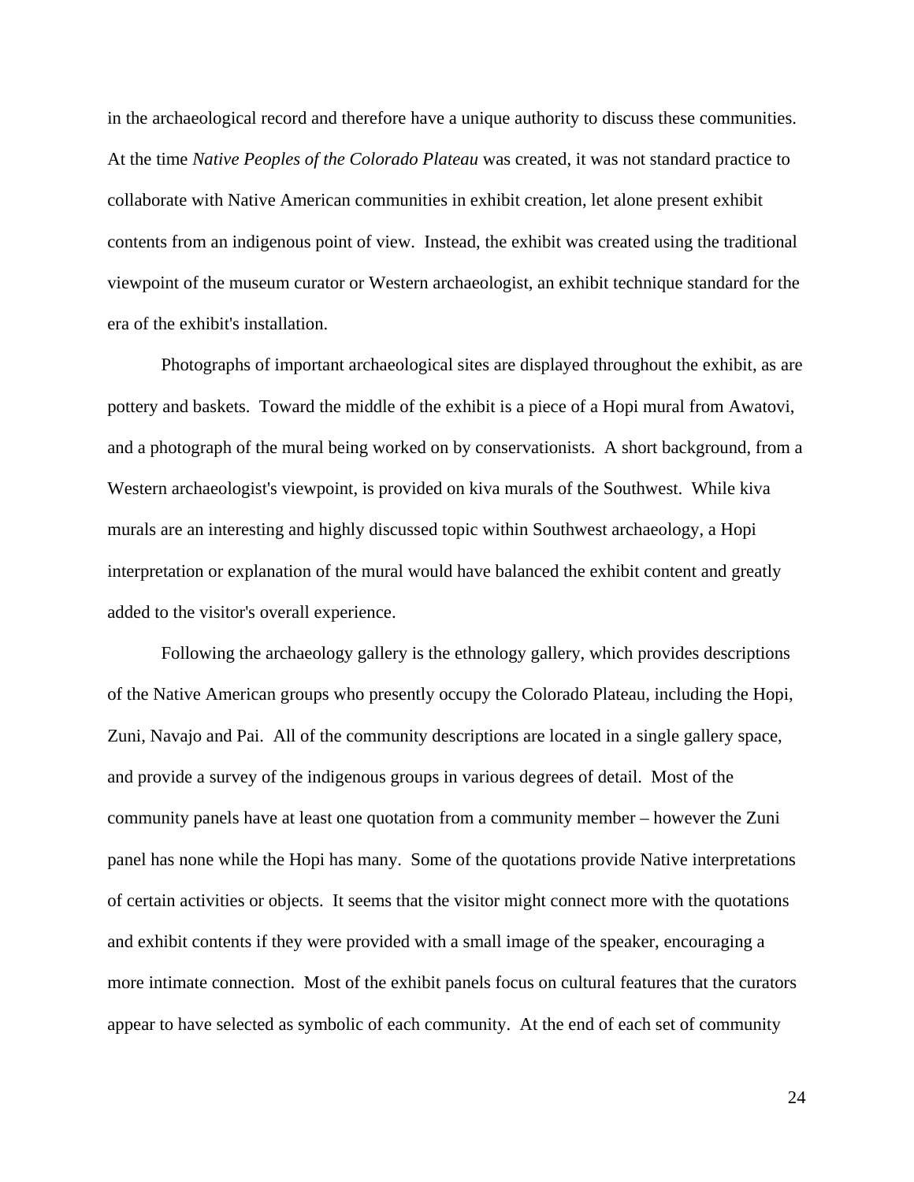in the archaeological record and therefore have a unique authority to discuss these communities. At the time *Native Peoples of the Colorado Plateau* was created, it was not standard practice to collaborate with Native American communities in exhibit creation, let alone present exhibit contents from an indigenous point of view. Instead, the exhibit was created using the traditional viewpoint of the museum curator or Western archaeologist, an exhibit technique standard for the era of the exhibit's installation.

Photographs of important archaeological sites are displayed throughout the exhibit, as are pottery and baskets. Toward the middle of the exhibit is a piece of a Hopi mural from Awatovi, and a photograph of the mural being worked on by conservationists. A short background, from a Western archaeologist's viewpoint, is provided on kiva murals of the Southwest. While kiva murals are an interesting and highly discussed topic within Southwest archaeology, a Hopi interpretation or explanation of the mural would have balanced the exhibit content and greatly added to the visitor's overall experience.

Following the archaeology gallery is the ethnology gallery, which provides descriptions of the Native American groups who presently occupy the Colorado Plateau, including the Hopi, Zuni, Navajo and Pai. All of the community descriptions are located in a single gallery space, and provide a survey of the indigenous groups in various degrees of detail. Most of the community panels have at least one quotation from a community member – however the Zuni panel has none while the Hopi has many. Some of the quotations provide Native interpretations of certain activities or objects. It seems that the visitor might connect more with the quotations and exhibit contents if they were provided with a small image of the speaker, encouraging a more intimate connection. Most of the exhibit panels focus on cultural features that the curators appear to have selected as symbolic of each community. At the end of each set of community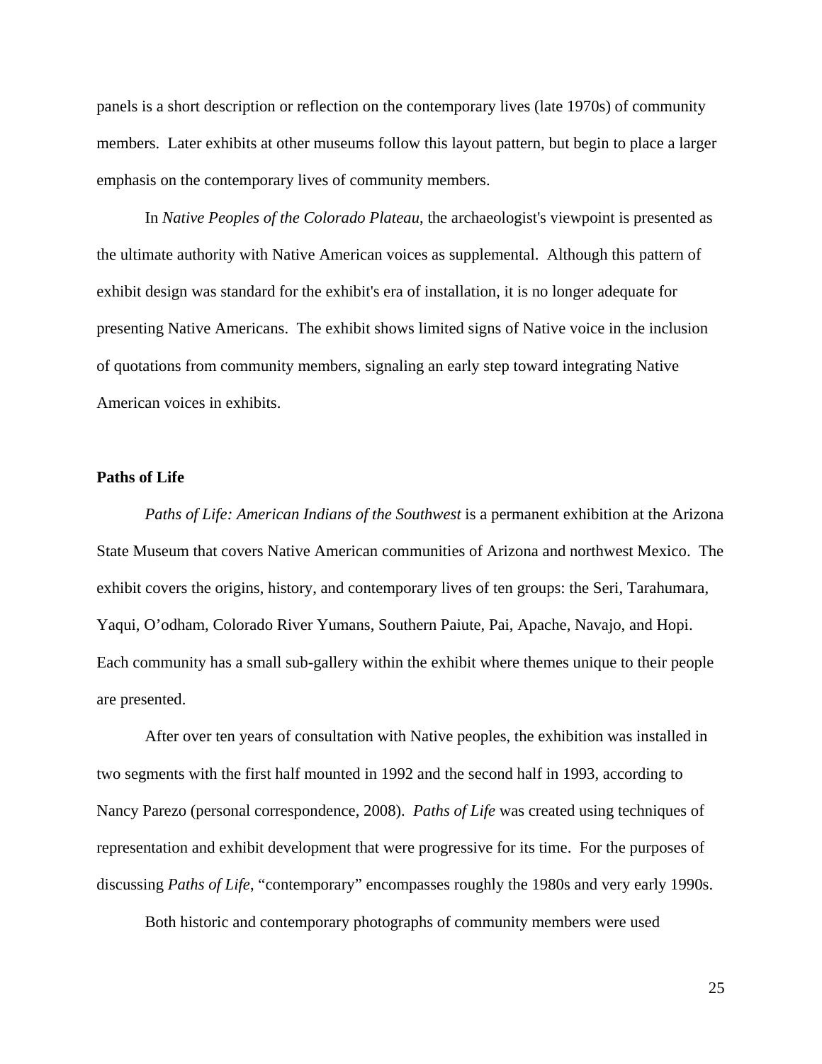panels is a short description or reflection on the contemporary lives (late 1970s) of community members. Later exhibits at other museums follow this layout pattern, but begin to place a larger emphasis on the contemporary lives of community members.

In *Native Peoples of the Colorado Plateau*, the archaeologist's viewpoint is presented as the ultimate authority with Native American voices as supplemental. Although this pattern of exhibit design was standard for the exhibit's era of installation, it is no longer adequate for presenting Native Americans. The exhibit shows limited signs of Native voice in the inclusion of quotations from community members, signaling an early step toward integrating Native American voices in exhibits.

### Paths of Life

*Paths of Life: American Indians of the Southwest* is a permanent exhibition at the Arizona State Museum that covers Native American communities of Arizona and northwest Mexico. The exhibit covers the origins, history, and contemporary lives of ten groups: the Seri, Tarahumara, Yaqui, O'odham, Colorado River Yumans, Southern Paiute, Pai, Apache, Navajo, and Hopi. Each community has a small sub-gallery within the exhibit where themes unique to their people are presented.

After over ten years of consultation with Native peoples, the exhibition was installed in two segments with the first half mounted in 1992 and the second half in 1993, according to Nancy Parezo (personal correspondence, 2008). *Paths of Life* was created using techniques of representation and exhibit development that were progressive for its time. For the purposes of discussing *Paths of Life*, "contemporary" encompasses roughly the 1980s and very early 1990s.

Both historic and contemporary photographs of community members were used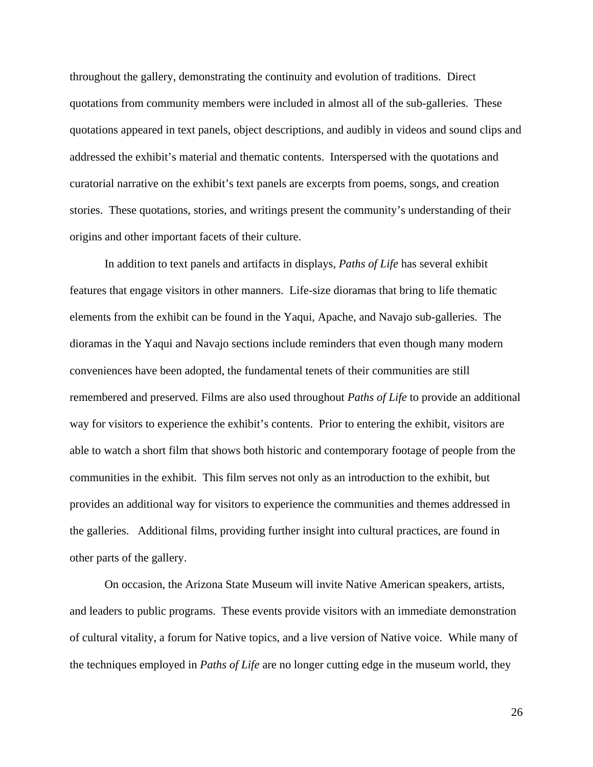throughout the gallery, demonstrating the continuity and evolution of traditions. Direct quotations from community members were included in almost all of the sub-galleries. These quotations appeared in text panels, object descriptions, and audibly in videos and sound clips and addressed the exhibit's material and thematic contents. Interspersed with the quotations and curatorial narrative on the exhibit's text panels are excerpts from poems, songs, and creation stories. These quotations, stories, and writings present the community's understanding of their origins and other important facets of their culture.

In addition to text panels and artifacts in displays, *Paths of Life* has several exhibit features that engage visitors in other manners. Life-size dioramas that bring to life thematic elements from the exhibit can be found in the Yaqui, Apache, and Navajo sub-galleries. The dioramas in the Yaqui and Navajo sections include reminders that even though many modern conveniences have been adopted, the fundamental tenets of their communities are still remembered and preserved. Films are also used throughout *Paths of Life* to provide an additional way for visitors to experience the exhibit's contents. Prior to entering the exhibit, visitors are able to watch a short film that shows both historic and contemporary footage of people from the communities in the exhibit. This film serves not only as an introduction to the exhibit, but provides an additional way for visitors to experience the communities and themes addressed in the galleries. Additional films, providing further insight into cultural practices, are found in other parts of the gallery.

On occasion, the Arizona State Museum will invite Native American speakers, artists, and leaders to public programs. These events provide visitors with an immediate demonstration of cultural vitality, a forum for Native topics, and a live version of Native voice. While many of the techniques employed in *Paths of Life* are no longer cutting edge in the museum world, they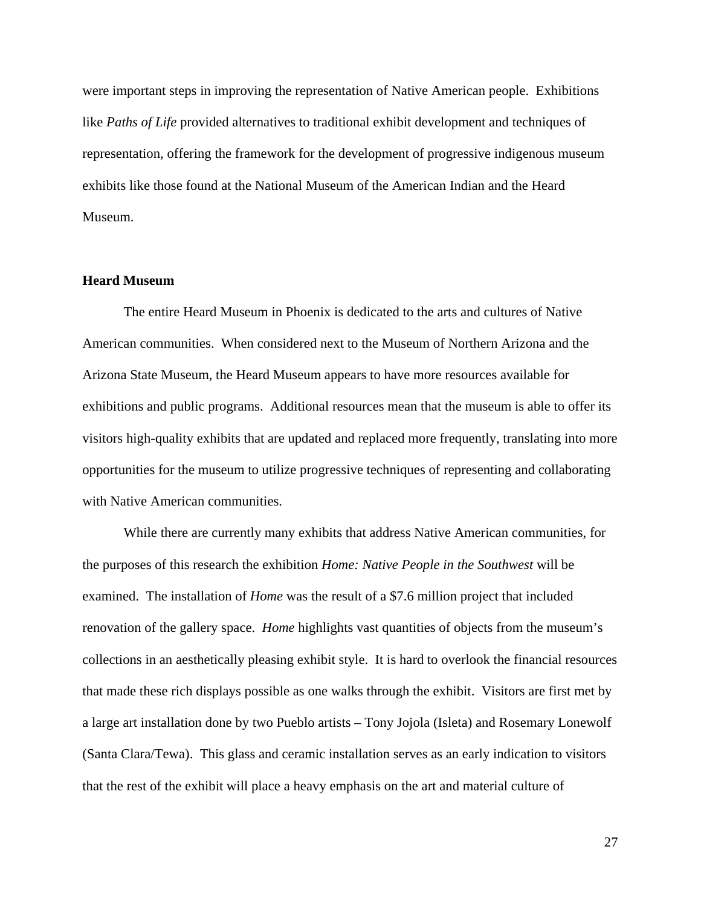were important steps in improving the representation of Native American people. Exhibitions like *Paths of Life* provided alternatives to traditional exhibit development and techniques of representation, offering the framework for the development of progressive indigenous museum exhibits like those found at the National Museum of the American Indian and the Heard Museum.

**Heard Museum**

The entire Heard Museum in Phoenix is dedicated to the arts and cultures of Native American communities. When considered next to the Museum of Northern Arizona and the Arizona State Museum, the Heard Museum appears to have more resources available for exhibitions and public programs. Additional resources mean that the museum is able to offer its visitors high-quality exhibits that are updated and replaced more frequently, translating into more opportunities for the museum to utilize progressive techniques of representing and collaborating with Native American communities.

While there are currently many exhibits that address Native American communities, for the purposes of this research the exhibition *Home: Native People in the Southwest* will be examined. The installation of *Home* was the result of a $7.6 million project that included renovation of the gallery space. *Home* highlights vast quantities of objects from the museum's collections in an aesthetically pleasing exhibit style. It is hard to overlook the financial resources that made these rich displays possible as one walks through the exhibit. Visitors are first met by a large art installation done by two Pueblo artists – Tony Jojola (Isleta) and Rosemary Lonewolf (Santa Clara/Tewa). This glass and ceramic installation serves as an early indication to visitors that the rest of the exhibit will place a heavy emphasis on the art and material culture of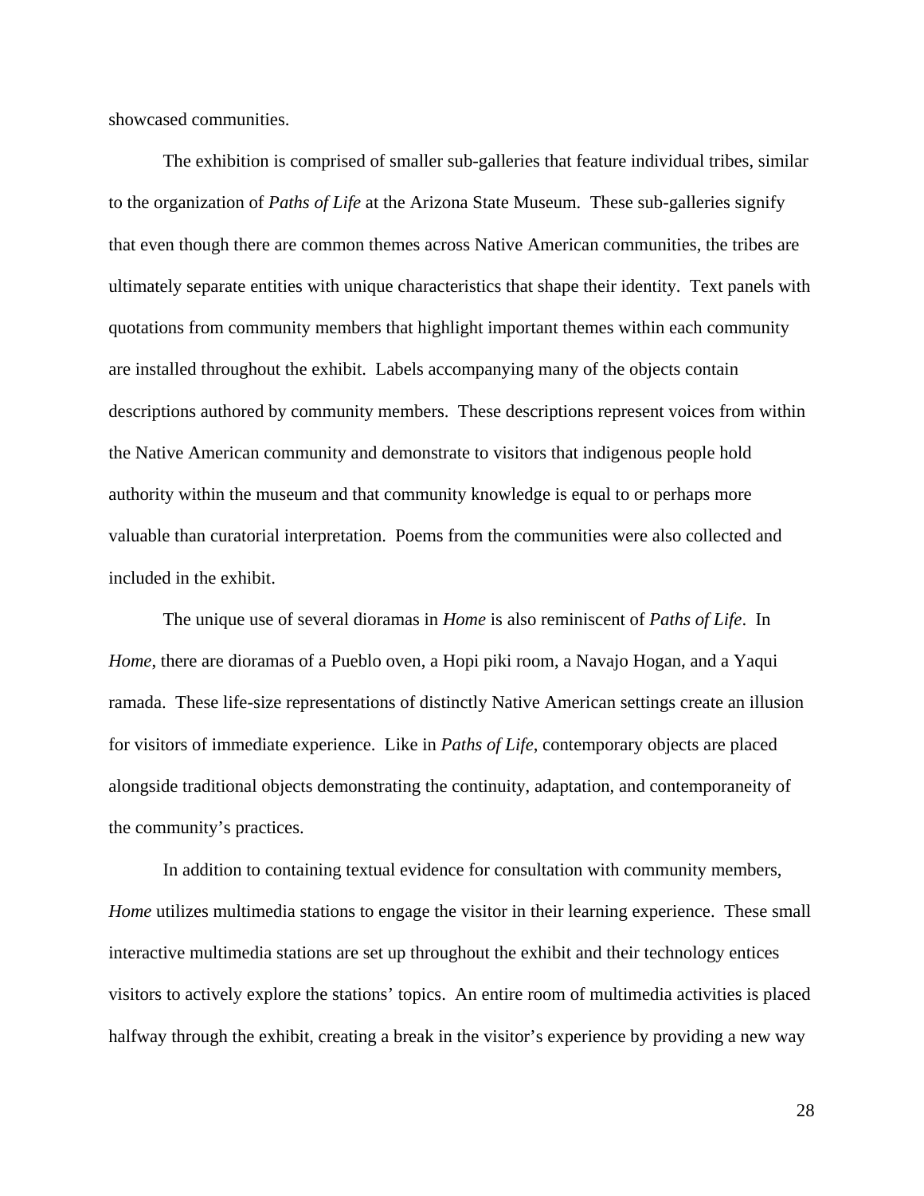showcased communities.

The exhibition is comprised of smaller sub-galleries that feature individual tribes, similar to the organization of *Paths of Life* at the Arizona State Museum. These sub-galleries signify that even though there are common themes across Native American communities, the tribes are ultimately separate entities with unique characteristics that shape their identity. Text panels with quotations from community members that highlight important themes within each community are installed throughout the exhibit. Labels accompanying many of the objects contain descriptions authored by community members. These descriptions represent voices from within the Native American community and demonstrate to visitors that indigenous people hold authority within the museum and that community knowledge is equal to or perhaps more valuable than curatorial interpretation. Poems from the communities were also collected and included in the exhibit.

The unique use of several dioramas in *Home* is also reminiscent of *Paths of Life*. In *Home*, there are dioramas of a Pueblo oven, a Hopi piki room, a Navajo Hogan, and a Yaqui ramada. These life-size representations of distinctly Native American settings create an illusion for visitors of immediate experience. Like in *Paths of Life*, contemporary objects are placed alongside traditional objects demonstrating the continuity, adaptation, and contemporaneity of the community's practices.

In addition to containing textual evidence for consultation with community members, *Home* utilizes multimedia stations to engage the visitor in their learning experience. These small interactive multimedia stations are set up throughout the exhibit and their technology entices visitors to actively explore the stations' topics. An entire room of multimedia activities is placed halfway through the exhibit, creating a break in the visitor's experience by providing a new way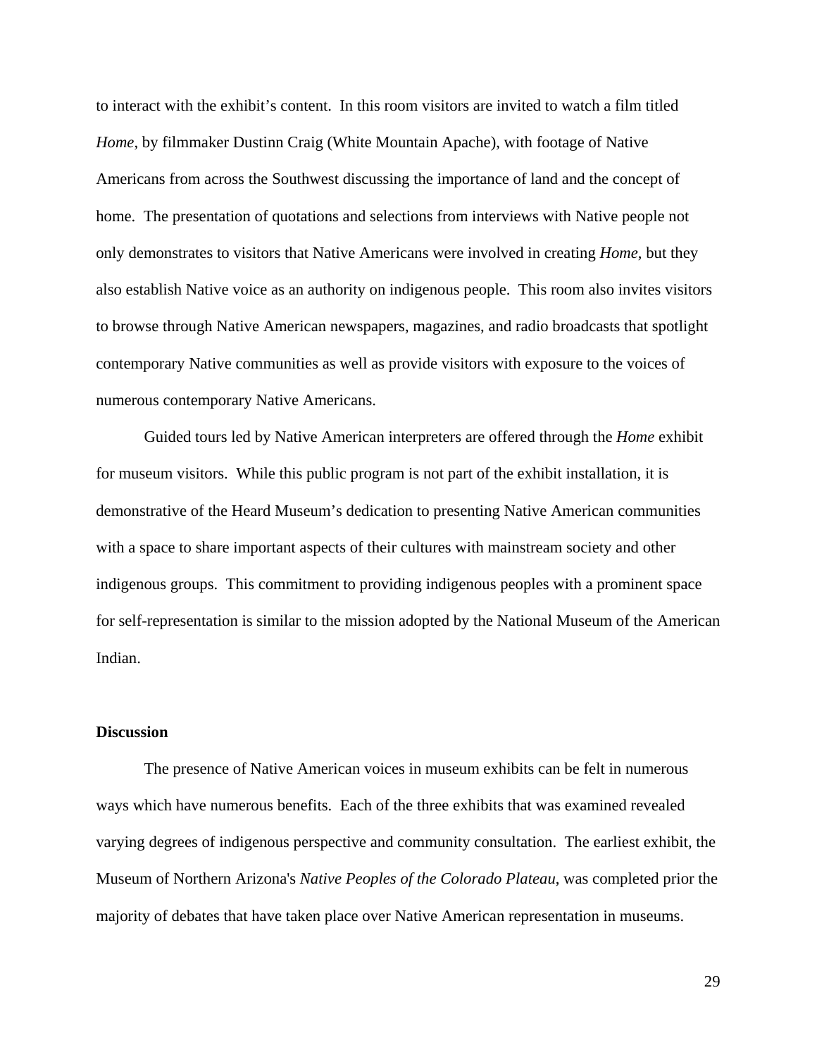to interact with the exhibit's content.  In this room visitors are invited to watch a film titled *Home*, by filmmaker Dustinn Craig (White Mountain Apache), with footage of Native Americans from across the Southwest discussing the importance of land and the concept of home.  The presentation of quotations and selections from interviews with Native people not only demonstrates to visitors that Native Americans were involved in creating *Home*, but they also establish Native voice as an authority on indigenous people.  This room also invites visitors to browse through Native American newspapers, magazines, and radio broadcasts that spotlight contemporary Native communities as well as provide visitors with exposure to the voices of numerous contemporary Native Americans.

Guided tours led by Native American interpreters are offered through the *Home* exhibit for museum visitors.  While this public program is not part of the exhibit installation, it is demonstrative of the Heard Museum's dedication to presenting Native American communities with a space to share important aspects of their cultures with mainstream society and other indigenous groups.  This commitment to providing indigenous peoples with a prominent space for self-representation is similar to the mission adopted by the National Museum of the American Indian.

**Discussion**

The presence of Native American voices in museum exhibits can be felt in numerous ways which have numerous benefits.  Each of the three exhibits that was examined revealed varying degrees of indigenous perspective and community consultation.  The earliest exhibit, the Museum of Northern Arizona's *Native Peoples of the Colorado Plateau*, was completed prior the majority of debates that have taken place over Native American representation in museums.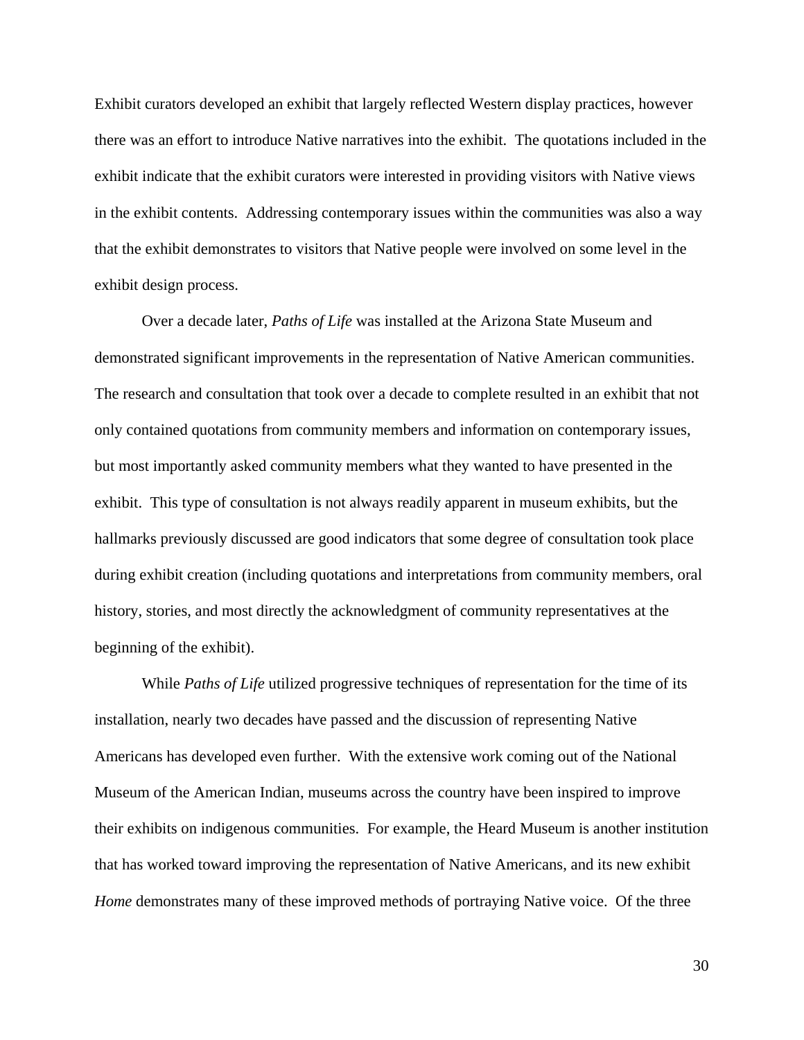Exhibit curators developed an exhibit that largely reflected Western display practices, however there was an effort to introduce Native narratives into the exhibit. The quotations included in the exhibit indicate that the exhibit curators were interested in providing visitors with Native views in the exhibit contents. Addressing contemporary issues within the communities was also a way that the exhibit demonstrates to visitors that Native people were involved on some level in the exhibit design process.

Over a decade later, *Paths of Life* was installed at the Arizona State Museum and demonstrated significant improvements in the representation of Native American communities. The research and consultation that took over a decade to complete resulted in an exhibit that not only contained quotations from community members and information on contemporary issues, but most importantly asked community members what they wanted to have presented in the exhibit. This type of consultation is not always readily apparent in museum exhibits, but the hallmarks previously discussed are good indicators that some degree of consultation took place during exhibit creation (including quotations and interpretations from community members, oral history, stories, and most directly the acknowledgment of community representatives at the beginning of the exhibit).

While *Paths of Life* utilized progressive techniques of representation for the time of its installation, nearly two decades have passed and the discussion of representing Native Americans has developed even further. With the extensive work coming out of the National Museum of the American Indian, museums across the country have been inspired to improve their exhibits on indigenous communities. For example, the Heard Museum is another institution that has worked toward improving the representation of Native Americans, and its new exhibit *Home* demonstrates many of these improved methods of portraying Native voice. Of the three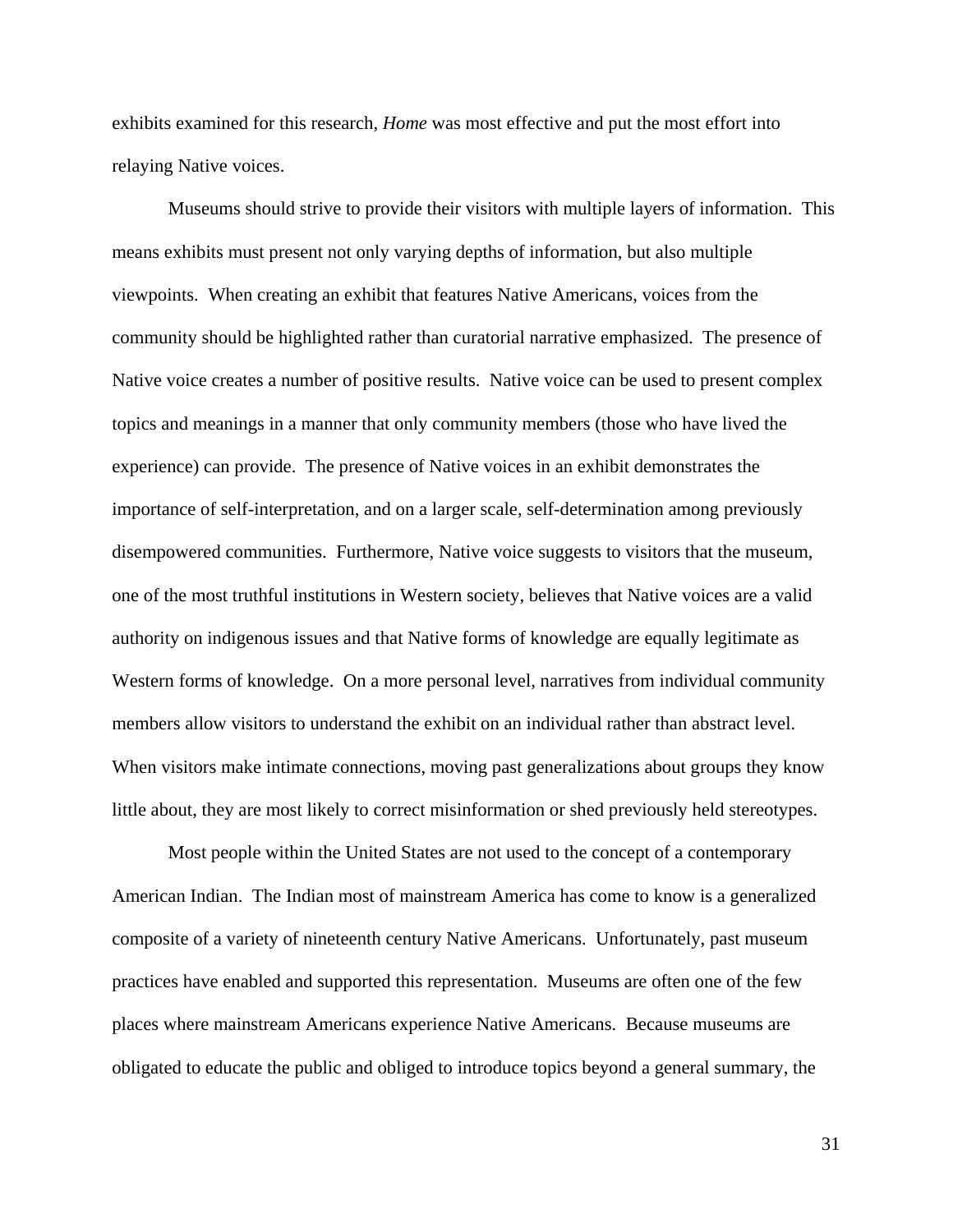exhibits examined for this research, *Home* was most effective and put the most effort into relaying Native voices.

Museums should strive to provide their visitors with multiple layers of information. This means exhibits must present not only varying depths of information, but also multiple viewpoints. When creating an exhibit that features Native Americans, voices from the community should be highlighted rather than curatorial narrative emphasized. The presence of Native voice creates a number of positive results. Native voice can be used to present complex topics and meanings in a manner that only community members (those who have lived the experience) can provide. The presence of Native voices in an exhibit demonstrates the importance of self-interpretation, and on a larger scale, self-determination among previously disempowered communities. Furthermore, Native voice suggests to visitors that the museum, one of the most truthful institutions in Western society, believes that Native voices are a valid authority on indigenous issues and that Native forms of knowledge are equally legitimate as Western forms of knowledge. On a more personal level, narratives from individual community members allow visitors to understand the exhibit on an individual rather than abstract level. When visitors make intimate connections, moving past generalizations about groups they know little about, they are most likely to correct misinformation or shed previously held stereotypes.

Most people within the United States are not used to the concept of a contemporary American Indian. The Indian most of mainstream America has come to know is a generalized composite of a variety of nineteenth century Native Americans. Unfortunately, past museum practices have enabled and supported this representation. Museums are often one of the few places where mainstream Americans experience Native Americans. Because museums are obligated to educate the public and obliged to introduce topics beyond a general summary, the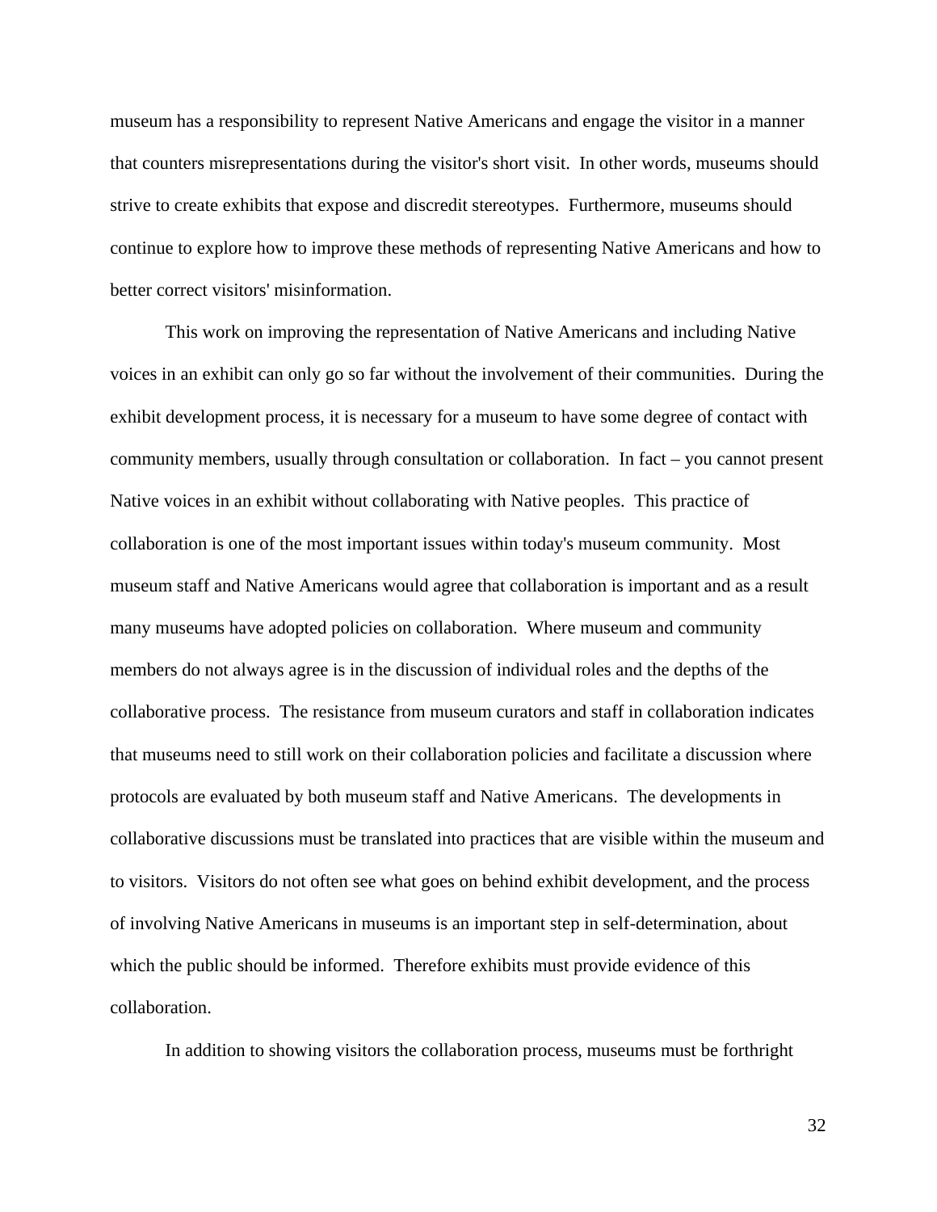museum has a responsibility to represent Native Americans and engage the visitor in a manner that counters misrepresentations during the visitor's short visit. In other words, museums should strive to create exhibits that expose and discredit stereotypes. Furthermore, museums should continue to explore how to improve these methods of representing Native Americans and how to better correct visitors' misinformation.

This work on improving the representation of Native Americans and including Native voices in an exhibit can only go so far without the involvement of their communities. During the exhibit development process, it is necessary for a museum to have some degree of contact with community members, usually through consultation or collaboration. In fact – you cannot present Native voices in an exhibit without collaborating with Native peoples. This practice of collaboration is one of the most important issues within today's museum community. Most museum staff and Native Americans would agree that collaboration is important and as a result many museums have adopted policies on collaboration. Where museum and community members do not always agree is in the discussion of individual roles and the depths of the collaborative process. The resistance from museum curators and staff in collaboration indicates that museums need to still work on their collaboration policies and facilitate a discussion where protocols are evaluated by both museum staff and Native Americans. The developments in collaborative discussions must be translated into practices that are visible within the museum and to visitors. Visitors do not often see what goes on behind exhibit development, and the process of involving Native Americans in museums is an important step in self-determination, about which the public should be informed. Therefore exhibits must provide evidence of this collaboration.

In addition to showing visitors the collaboration process, museums must be forthright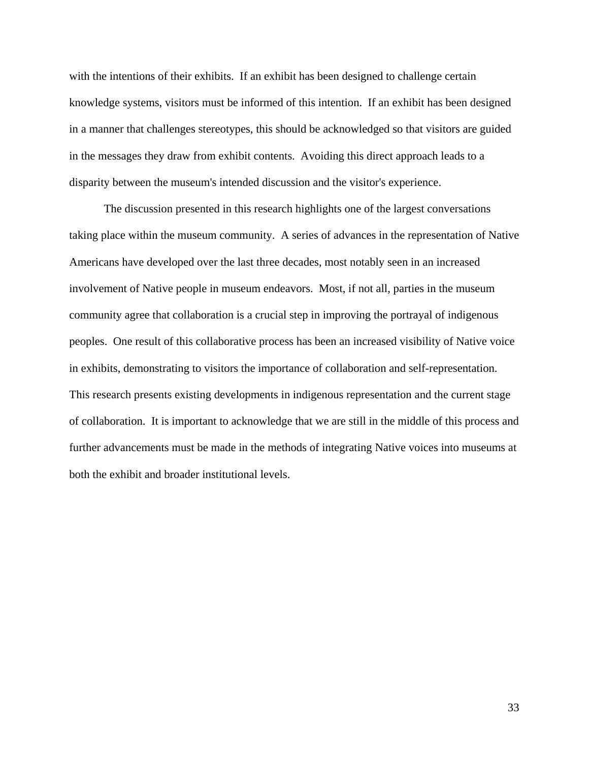with the intentions of their exhibits. If an exhibit has been designed to challenge certain knowledge systems, visitors must be informed of this intention. If an exhibit has been designed in a manner that challenges stereotypes, this should be acknowledged so that visitors are guided in the messages they draw from exhibit contents. Avoiding this direct approach leads to a disparity between the museum's intended discussion and the visitor's experience.

The discussion presented in this research highlights one of the largest conversations taking place within the museum community. A series of advances in the representation of Native Americans have developed over the last three decades, most notably seen in an increased involvement of Native people in museum endeavors. Most, if not all, parties in the museum community agree that collaboration is a crucial step in improving the portrayal of indigenous peoples. One result of this collaborative process has been an increased visibility of Native voice in exhibits, demonstrating to visitors the importance of collaboration and self-representation. This research presents existing developments in indigenous representation and the current stage of collaboration. It is important to acknowledge that we are still in the middle of this process and further advancements must be made in the methods of integrating Native voices into museums at both the exhibit and broader institutional levels.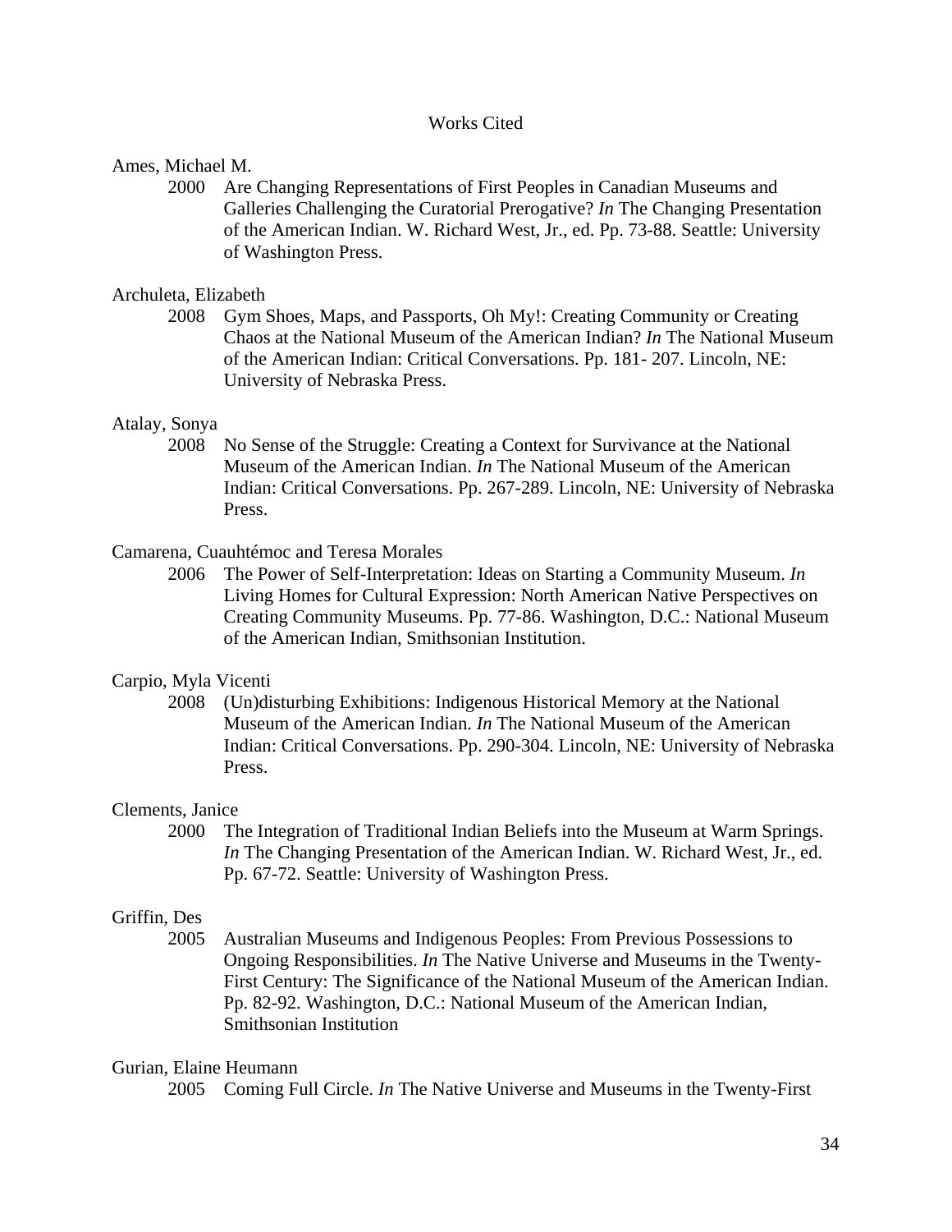# Works Cited

Ames, Michael M.

2000 Are Changing Representations of First Peoples in Canadian Museums and Galleries Challenging the Curatorial Prerogative? *In* The Changing Presentation of the American Indian. W. Richard West, Jr., ed. Pp. 73-88. Seattle: University of Washington Press.

Archuleta, Elizabeth

2008 Gym Shoes, Maps, and Passports, Oh My!: Creating Community or Creating Chaos at the National Museum of the American Indian? *In* The National Museum of the American Indian: Critical Conversations. Pp. 181- 207. Lincoln, NE: University of Nebraska Press.

Atalay, Sonya

2008 No Sense of the Struggle: Creating a Context for Survivance at the National Museum of the American Indian. *In* The National Museum of the American Indian: Critical Conversations. Pp. 267-289. Lincoln, NE: University of Nebraska Press.

Camarena, Cuauhtémoc and Teresa Morales

2006 The Power of Self-Interpretation: Ideas on Starting a Community Museum. *In* Living Homes for Cultural Expression: North American Native Perspectives on Creating Community Museums. Pp. 77-86. Washington, D.C.: National Museum of the American Indian, Smithsonian Institution.

Carpio, Myla Vicenti

2008 (Un)disturbing Exhibitions: Indigenous Historical Memory at the National Museum of the American Indian. *In* The National Museum of the American Indian: Critical Conversations. Pp. 290-304. Lincoln, NE: University of Nebraska Press.

Clements, Janice

2000 The Integration of Traditional Indian Beliefs into the Museum at Warm Springs. *In* The Changing Presentation of the American Indian. W. Richard West, Jr., ed. Pp. 67-72. Seattle: University of Washington Press.

Griffin, Des

2005 Australian Museums and Indigenous Peoples: From Previous Possessions to Ongoing Responsibilities. *In* The Native Universe and Museums in the Twenty-First Century: The Significance of the National Museum of the American Indian. Pp. 82-92. Washington, D.C.: National Museum of the American Indian, Smithsonian Institution

Gurian, Elaine Heumann

2005 Coming Full Circle. *In* The Native Universe and Museums in the Twenty-First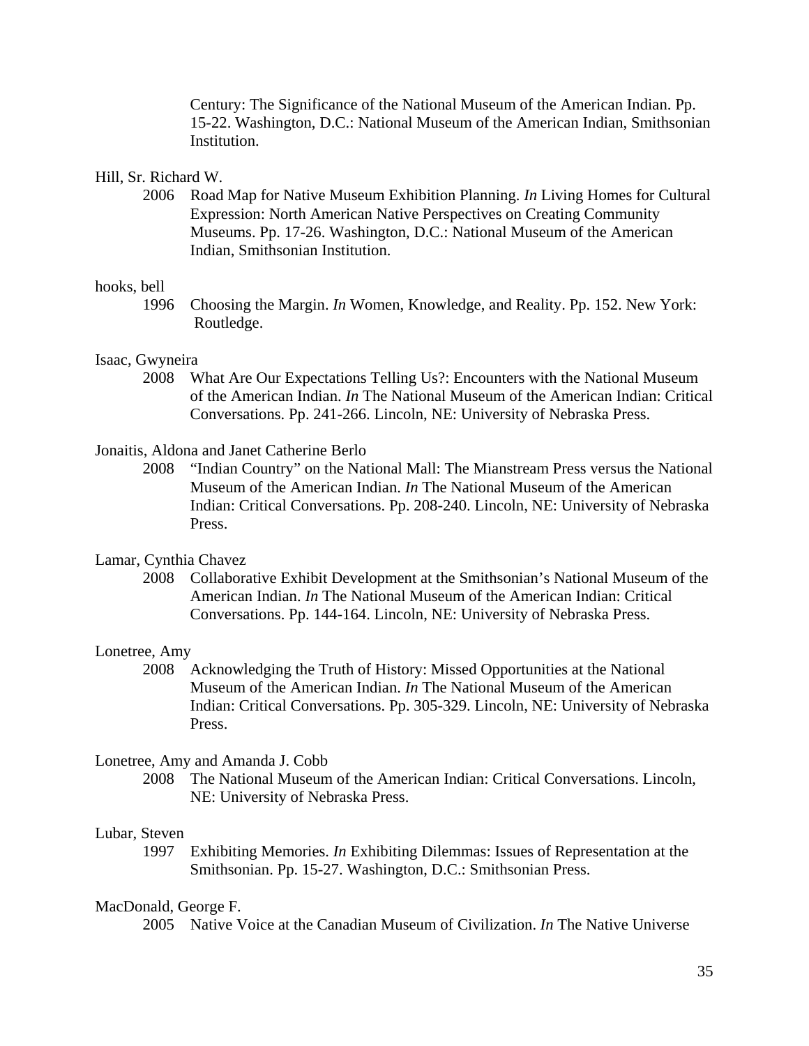Century: The Significance of the National Museum of the American Indian. Pp. 15-22. Washington, D.C.: National Museum of the American Indian, Smithsonian Institution.

Hill, Sr. Richard W.

2006 Road Map for Native Museum Exhibition Planning. *In* Living Homes for Cultural Expression: North American Native Perspectives on Creating Community Museums. Pp. 17-26. Washington, D.C.: National Museum of the American Indian, Smithsonian Institution.

hooks, bell

1996 Choosing the Margin. *In* Women, Knowledge, and Reality. Pp. 152. New York: Routledge.

Isaac, Gwyneira

2008 What Are Our Expectations Telling Us?: Encounters with the National Museum of the American Indian. *In* The National Museum of the American Indian: Critical Conversations. Pp. 241-266. Lincoln, NE: University of Nebraska Press.

Jonaitis, Aldona and Janet Catherine Berlo

2008 "Indian Country" on the National Mall: The Mianstream Press versus the National Museum of the American Indian. *In* The National Museum of the American Indian: Critical Conversations. Pp. 208-240. Lincoln, NE: University of Nebraska Press.

Lamar, Cynthia Chavez

2008 Collaborative Exhibit Development at the Smithsonian's National Museum of the American Indian. *In* The National Museum of the American Indian: Critical Conversations. Pp. 144-164. Lincoln, NE: University of Nebraska Press.

Lonetree, Amy

2008 Acknowledging the Truth of History: Missed Opportunities at the National Museum of the American Indian. *In* The National Museum of the American Indian: Critical Conversations. Pp. 305-329. Lincoln, NE: University of Nebraska Press.

Lonetree, Amy and Amanda J. Cobb

2008 The National Museum of the American Indian: Critical Conversations. Lincoln, NE: University of Nebraska Press.

Lubar, Steven

1997 Exhibiting Memories. *In* Exhibiting Dilemmas: Issues of Representation at the Smithsonian. Pp. 15-27. Washington, D.C.: Smithsonian Press.

MacDonald, George F.

2005 Native Voice at the Canadian Museum of Civilization. *In* The Native Universe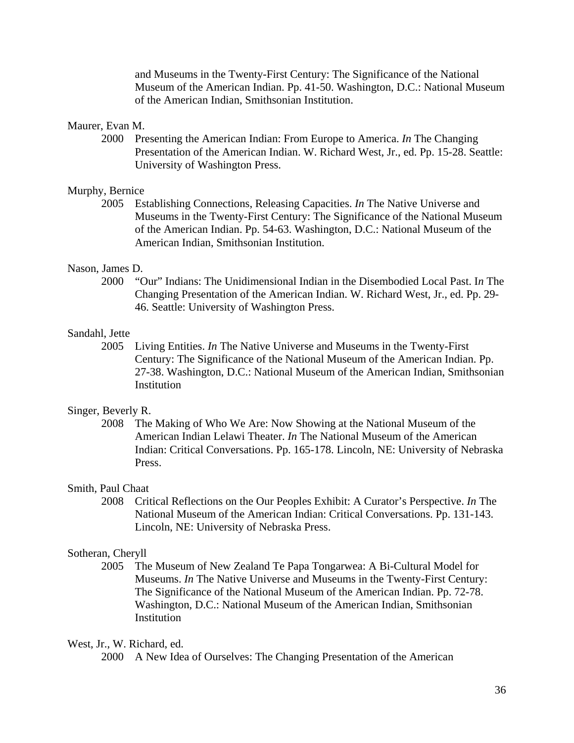and Museums in the Twenty-First Century: The Significance of the National Museum of the American Indian. Pp. 41-50. Washington, D.C.: National Museum of the American Indian, Smithsonian Institution.

Maurer, Evan M.

2000 Presenting the American Indian: From Europe to America. *In* The Changing Presentation of the American Indian. W. Richard West, Jr., ed. Pp. 15-28. Seattle: University of Washington Press.

Murphy, Bernice

2005 Establishing Connections, Releasing Capacities. *In* The Native Universe and Museums in the Twenty-First Century: The Significance of the National Museum of the American Indian. Pp. 54-63. Washington, D.C.: National Museum of the American Indian, Smithsonian Institution.

Nason, James D.

2000 "Our" Indians: The Unidimensional Indian in the Disembodied Local Past. I*n* The Changing Presentation of the American Indian. W. Richard West, Jr., ed. Pp. 29-46. Seattle: University of Washington Press.

Sandahl, Jette

2005 Living Entities. *In* The Native Universe and Museums in the Twenty-First Century: The Significance of the National Museum of the American Indian. Pp. 27-38. Washington, D.C.: National Museum of the American Indian, Smithsonian Institution

Singer, Beverly R.

2008 The Making of Who We Are: Now Showing at the National Museum of the American Indian Lelawi Theater. *In* The National Museum of the American Indian: Critical Conversations. Pp. 165-178. Lincoln, NE: University of Nebraska Press.

Smith, Paul Chaat

2008 Critical Reflections on the Our Peoples Exhibit: A Curator's Perspective. *In* The National Museum of the American Indian: Critical Conversations. Pp. 131-143. Lincoln, NE: University of Nebraska Press.

Sotheran, Cheryll

2005 The Museum of New Zealand Te Papa Tongarwea: A Bi-Cultural Model for Museums. *In* The Native Universe and Museums in the Twenty-First Century: The Significance of the National Museum of the American Indian. Pp. 72-78. Washington, D.C.: National Museum of the American Indian, Smithsonian Institution

West, Jr., W. Richard, ed.

2000 A New Idea of Ourselves: The Changing Presentation of the American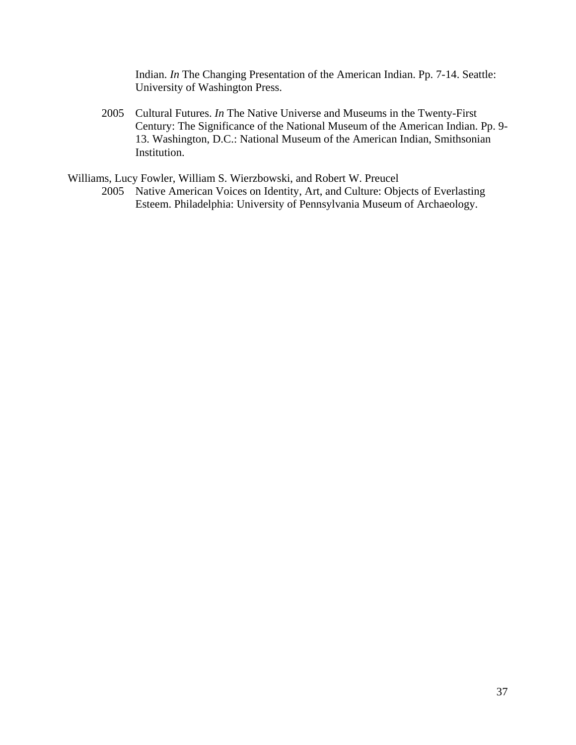Indian. *In* The Changing Presentation of the American Indian. Pp. 7-14. Seattle: University of Washington Press.

2005 Cultural Futures. *In* The Native Universe and Museums in the Twenty-First Century: The Significance of the National Museum of the American Indian. Pp. 9-13. Washington, D.C.: National Museum of the American Indian, Smithsonian Institution.

Williams, Lucy Fowler, William S. Wierzbowski, and Robert W. Preucel

2005 Native American Voices on Identity, Art, and Culture: Objects of Everlasting Esteem. Philadelphia: University of Pennsylvania Museum of Archaeology.